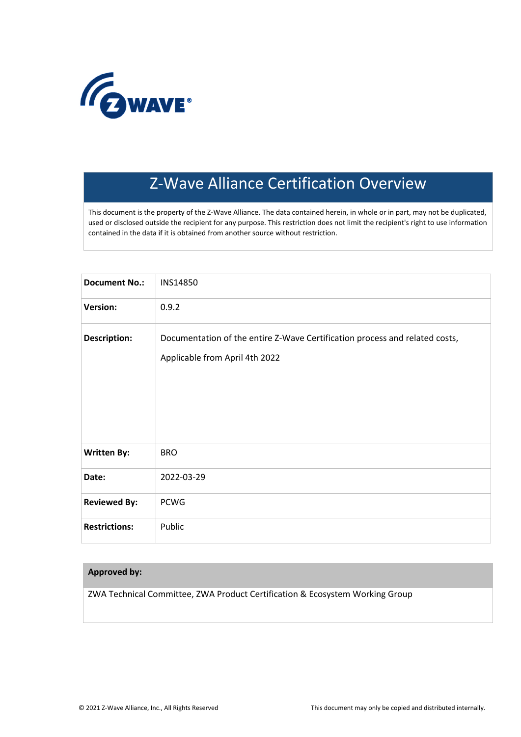# Z-Wave Alliance Certification Overview

This document is the property of the Z-Wave Alliance. The data contained herein, in whole or in part, may not be duplicated, used or disclosed outside the recipient for any purpose. This restriction does not limit the recipient's right to use information contained in the data if it is obtained from another source without restriction.

| | |
|---|---|
| **Document No.:** | INS14850 |
| **Version:** | 0.9.2 |
| **Description:** | Documentation of the entire Z-Wave Certification process and related costs,<br><br>Applicable from April 4th 2022 |
| **Written By:** | BRO |
| **Date:** | 2022-03-29 |
| **Reviewed By:** | PCWG |
| **Restrictions:** | Public |

| **Approved by:** |
|---|
| ZWA Technical Committee, ZWA Product Certification & Ecosystem Working Group |

© 2021 Z-Wave Alliance, Inc., All Rights Reserved

This document may only be copied and distributed internally.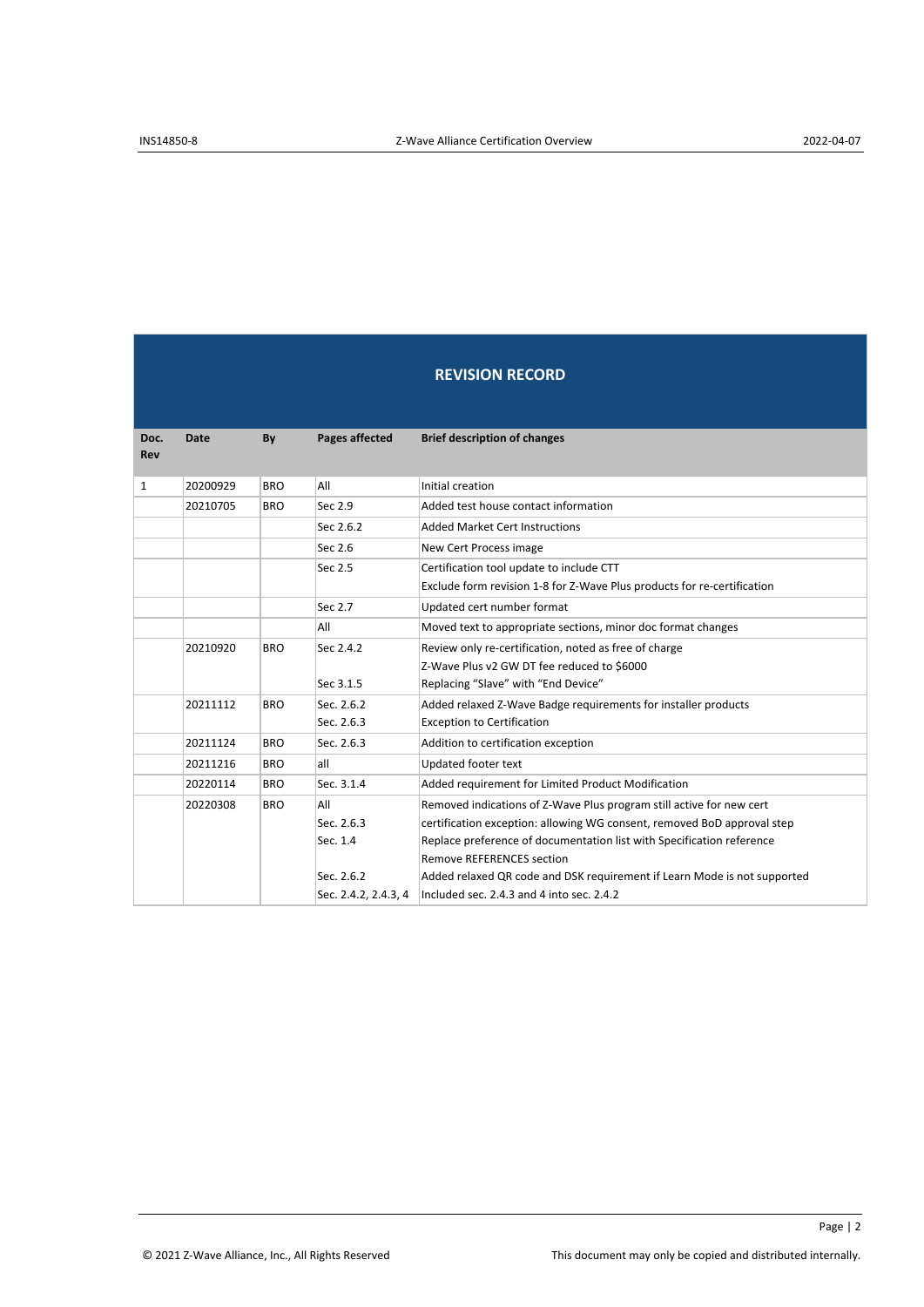## REVISION RECORD

| Doc. Rev | Date | By | Pages affected | Brief description of changes |
|---|---|---|---|---|
| 1 | 20200929 | BRO | All | Initial creation |
| | 20210705 | BRO | Sec 2.9 | Added test house contact information |
| | | | Sec 2.6.2 | Added Market Cert Instructions |
| | | | Sec 2.6 | New Cert Process image |
| | | | Sec 2.5 | Certification tool update to include CTT<br>Exclude form revision 1-8 for Z-Wave Plus products for re-certification |
| | | | Sec 2.7 | Updated cert number format |
| | | | All | Moved text to appropriate sections, minor doc format changes |
| | 20210920 | BRO | Sec 2.4.2<br><br>Sec 3.1.5 | Review only re-certification, noted as free of charge<br>Z-Wave Plus v2 GW DT fee reduced to $6000<br>Replacing "Slave" with "End Device" |
| | 20211112 | BRO | Sec. 2.6.2<br>Sec. 2.6.3 | Added relaxed Z-Wave Badge requirements for installer products<br>Exception to Certification |
| | 20211124 | BRO | Sec. 2.6.3 | Addition to certification exception |
| | 20211216 | BRO | all | Updated footer text |
| | 20220114 | BRO | Sec. 3.1.4 | Added requirement for Limited Product Modification |
| | 20220308 | BRO | All<br>Sec. 2.6.3<br>Sec. 1.4<br><br>Sec. 2.6.2<br>Sec. 2.4.2, 2.4.3, 4 | Removed indications of Z-Wave Plus program still active for new cert<br>certification exception: allowing WG consent, removed BoD approval step<br>Replace preference of documentation list with Specification reference<br>Remove REFERENCES section<br>Added relaxed QR code and DSK requirement if Learn Mode is not supported<br>Included sec. 2.4.3 and 4 into sec. 2.4.2 |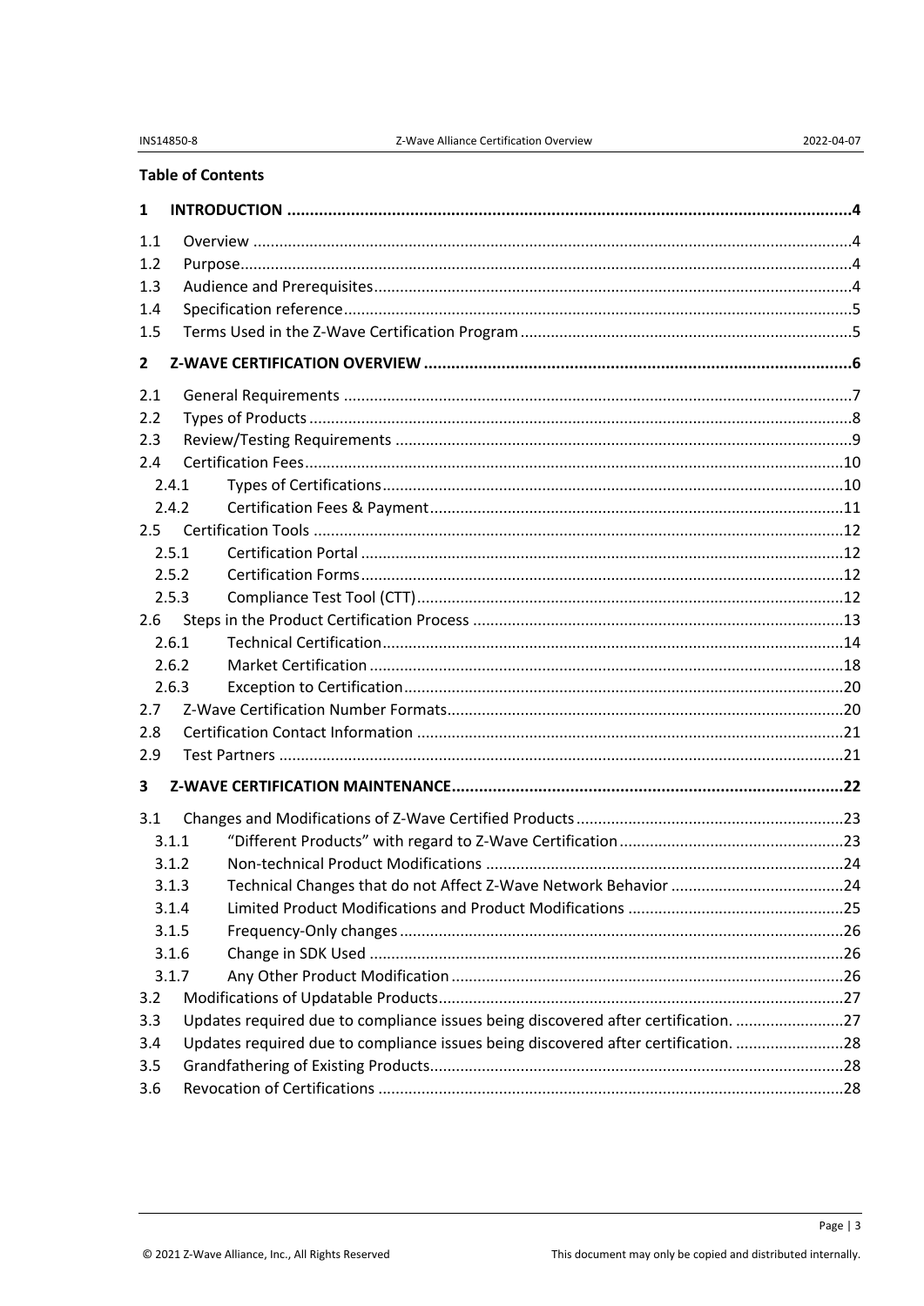**Table of Contents**

**1 INTRODUCTION ....................................................................................................................4**

1.1 Overview ....................................................................................................................4
1.2 Purpose....................................................................................................................4
1.3 Audience and Prerequisites....................................................................................................4
1.4 Specification reference....................................................................................................5
1.5 Terms Used in the Z-Wave Certification Program....................................................................................................5

**2 Z-WAVE CERTIFICATION OVERVIEW ....................................................................................................6**

2.1 General Requirements ....................................................................................................7
2.2 Types of Products ....................................................................................................8
2.3 Review/Testing Requirements ....................................................................................................9
2.4 Certification Fees....................................................................................................10
 2.4.1 Types of Certifications....................................................................................................10
 2.4.2 Certification Fees & Payment....................................................................................................11
2.5 Certification Tools ....................................................................................................12
 2.5.1 Certification Portal ....................................................................................................12
 2.5.2 Certification Forms....................................................................................................12
 2.5.3 Compliance Test Tool (CTT)....................................................................................................12
2.6 Steps in the Product Certification Process ....................................................................................................13
 2.6.1 Technical Certification....................................................................................................14
 2.6.2 Market Certification ....................................................................................................18
 2.6.3 Exception to Certification....................................................................................................20
2.7 Z-Wave Certification Number Formats....................................................................................................20
2.8 Certification Contact Information ....................................................................................................21
2.9 Test Partners ....................................................................................................21

**3 Z-WAVE CERTIFICATION MAINTENANCE....................................................................................................22**

3.1 Changes and Modifications of Z-Wave Certified Products....................................................................................................23
 3.1.1 "Different Products" with regard to Z-Wave Certification....................................................................................................23
 3.1.2 Non-technical Product Modifications ....................................................................................................24
 3.1.3 Technical Changes that do not Affect Z-Wave Network Behavior ....................................................................................................24
 3.1.4 Limited Product Modifications and Product Modifications ....................................................................................................25
 3.1.5 Frequency-Only changes ....................................................................................................26
 3.1.6 Change in SDK Used ....................................................................................................26
 3.1.7 Any Other Product Modification ....................................................................................................26
3.2 Modifications of Updatable Products....................................................................................................27
3.3 Updates required due to compliance issues being discovered after certification. ....................................................................................................27
3.4 Updates required due to compliance issues being discovered after certification. ....................................................................................................28
3.5 Grandfathering of Existing Products....................................................................................................28
3.6 Revocation of Certifications ....................................................................................................28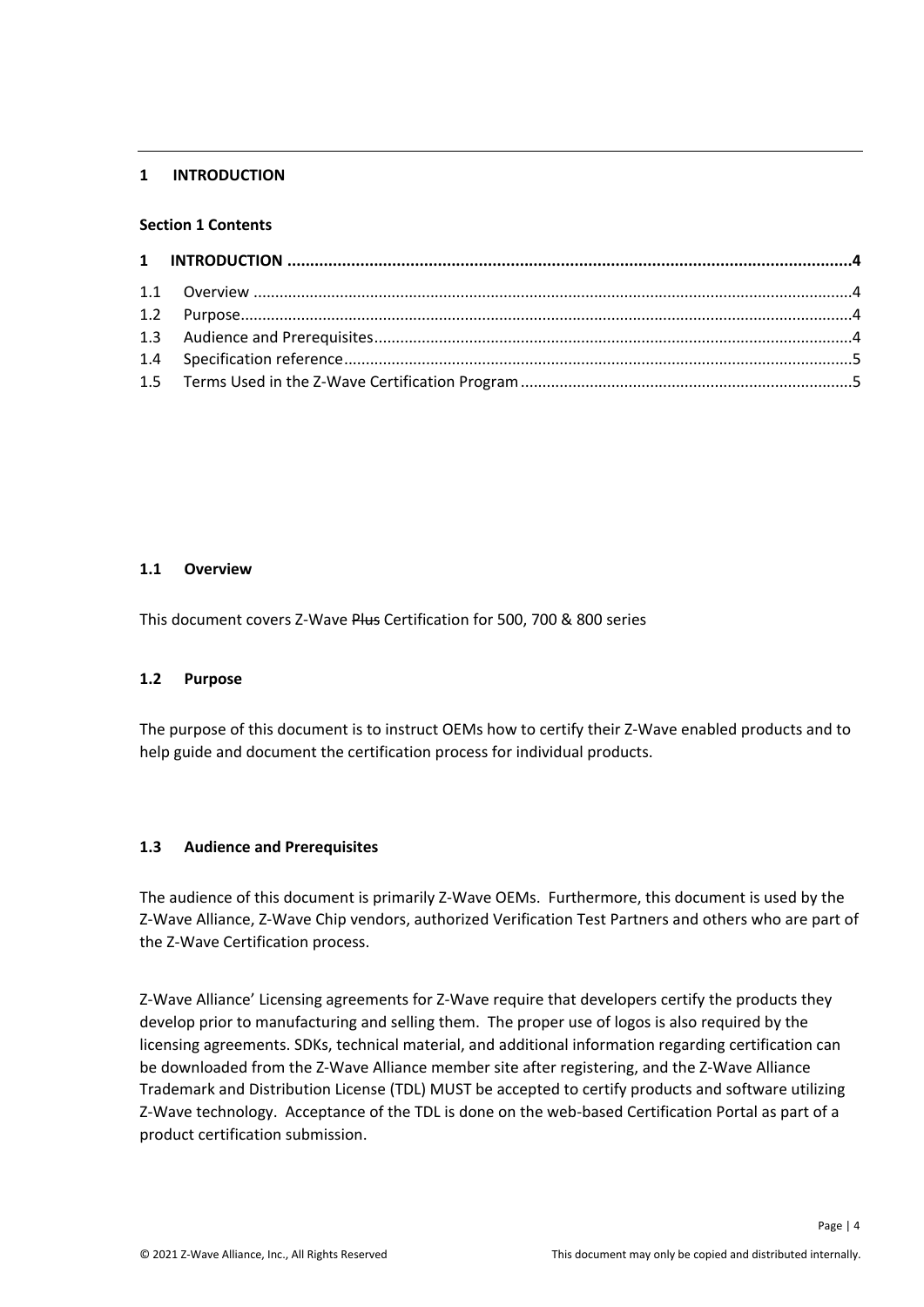## 1 INTRODUCTION

**Section 1 Contents**

**1 INTRODUCTION ............................................................................................................................4**

1.1 Overview ..........................................................................................................................................4
1.2 Purpose.............................................................................................................................................4
1.3 Audience and Prerequisites...............................................................................................................4
1.4 Specification reference......................................................................................................................5
1.5 Terms Used in the Z-Wave Certification Program ............................................................................5

### 1.1 Overview

This document covers Z-Wave ~~Plus~~ Certification for 500, 700 & 800 series

### 1.2 Purpose

The purpose of this document is to instruct OEMs how to certify their Z-Wave enabled products and to help guide and document the certification process for individual products.

### 1.3 Audience and Prerequisites

The audience of this document is primarily Z-Wave OEMs. Furthermore, this document is used by the Z-Wave Alliance, Z-Wave Chip vendors, authorized Verification Test Partners and others who are part of the Z-Wave Certification process.

Z-Wave Alliance' Licensing agreements for Z-Wave require that developers certify the products they develop prior to manufacturing and selling them. The proper use of logos is also required by the licensing agreements. SDKs, technical material, and additional information regarding certification can be downloaded from the Z-Wave Alliance member site after registering, and the Z-Wave Alliance Trademark and Distribution License (TDL) MUST be accepted to certify products and software utilizing Z-Wave technology. Acceptance of the TDL is done on the web-based Certification Portal as part of a product certification submission.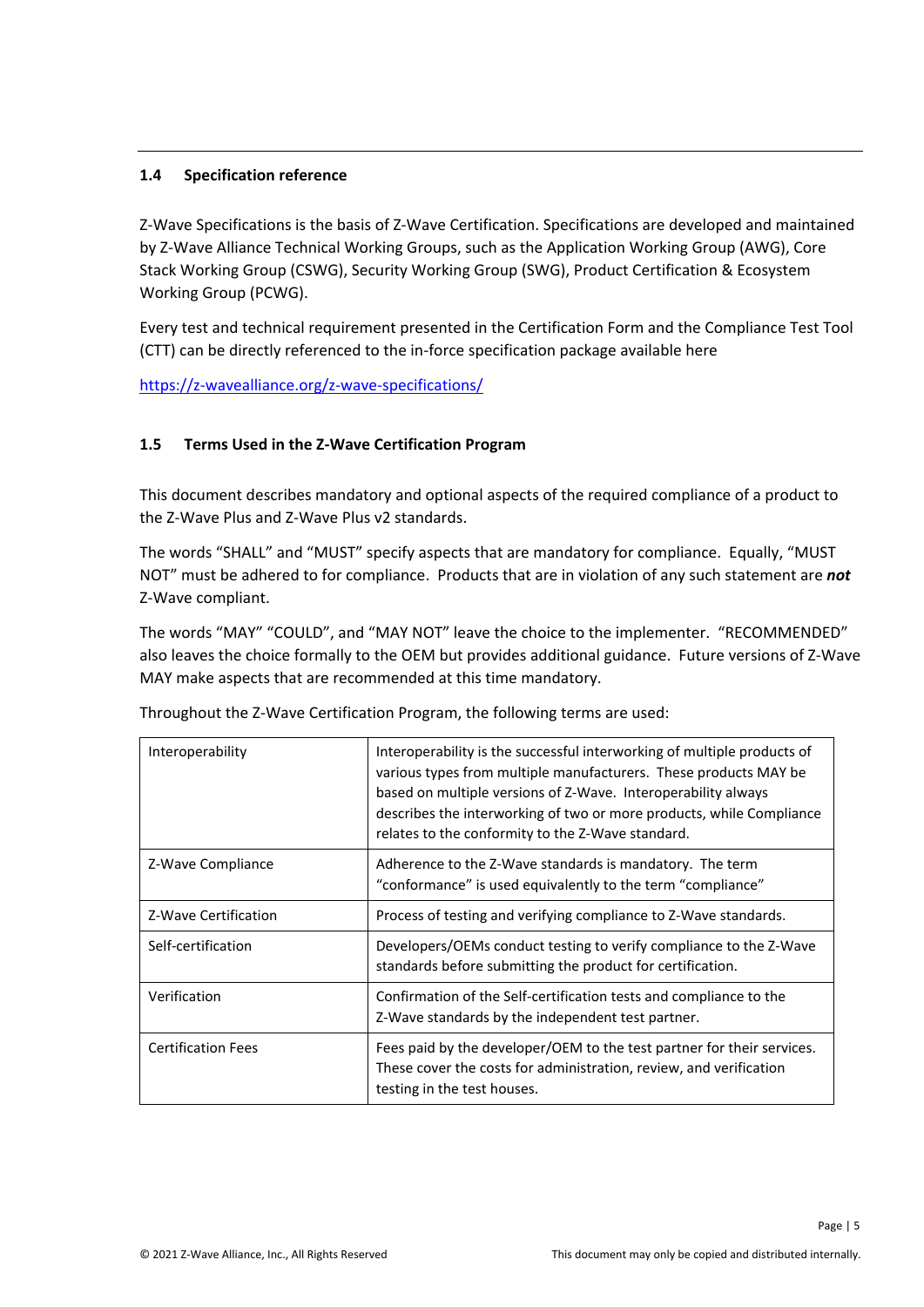### 1.4 Specification reference

Z-Wave Specifications is the basis of Z-Wave Certification. Specifications are developed and maintained by Z-Wave Alliance Technical Working Groups, such as the Application Working Group (AWG), Core Stack Working Group (CSWG), Security Working Group (SWG), Product Certification & Ecosystem Working Group (PCWG).

Every test and technical requirement presented in the Certification Form and the Compliance Test Tool (CTT) can be directly referenced to the in-force specification package available here

[https://z-wavealliance.org/z-wave-specifications/](https://z-wavealliance.org/z-wave-specifications/)

### 1.5 Terms Used in the Z-Wave Certification Program

This document describes mandatory and optional aspects of the required compliance of a product to the Z-Wave Plus and Z-Wave Plus v2 standards.

The words "SHALL" and "MUST" specify aspects that are mandatory for compliance. Equally, "MUST NOT" must be adhered to for compliance. Products that are in violation of any such statement are ***not*** Z-Wave compliant.

The words "MAY" "COULD", and "MAY NOT" leave the choice to the implementer. "RECOMMENDED" also leaves the choice formally to the OEM but provides additional guidance. Future versions of Z-Wave MAY make aspects that are recommended at this time mandatory.

Throughout the Z-Wave Certification Program, the following terms are used:

| Term | Description |
|---|---|
| Interoperability | Interoperability is the successful interworking of multiple products of various types from multiple manufacturers. These products MAY be based on multiple versions of Z-Wave. Interoperability always describes the interworking of two or more products, while Compliance relates to the conformity to the Z-Wave standard. |
| Z-Wave Compliance | Adherence to the Z-Wave standards is mandatory. The term "conformance" is used equivalently to the term "compliance" |
| Z-Wave Certification | Process of testing and verifying compliance to Z-Wave standards. |
| Self-certification | Developers/OEMs conduct testing to verify compliance to the Z-Wave standards before submitting the product for certification. |
| Verification | Confirmation of the Self-certification tests and compliance to the Z-Wave standards by the independent test partner. |
| Certification Fees | Fees paid by the developer/OEM to the test partner for their services. These cover the costs for administration, review, and verification testing in the test houses. |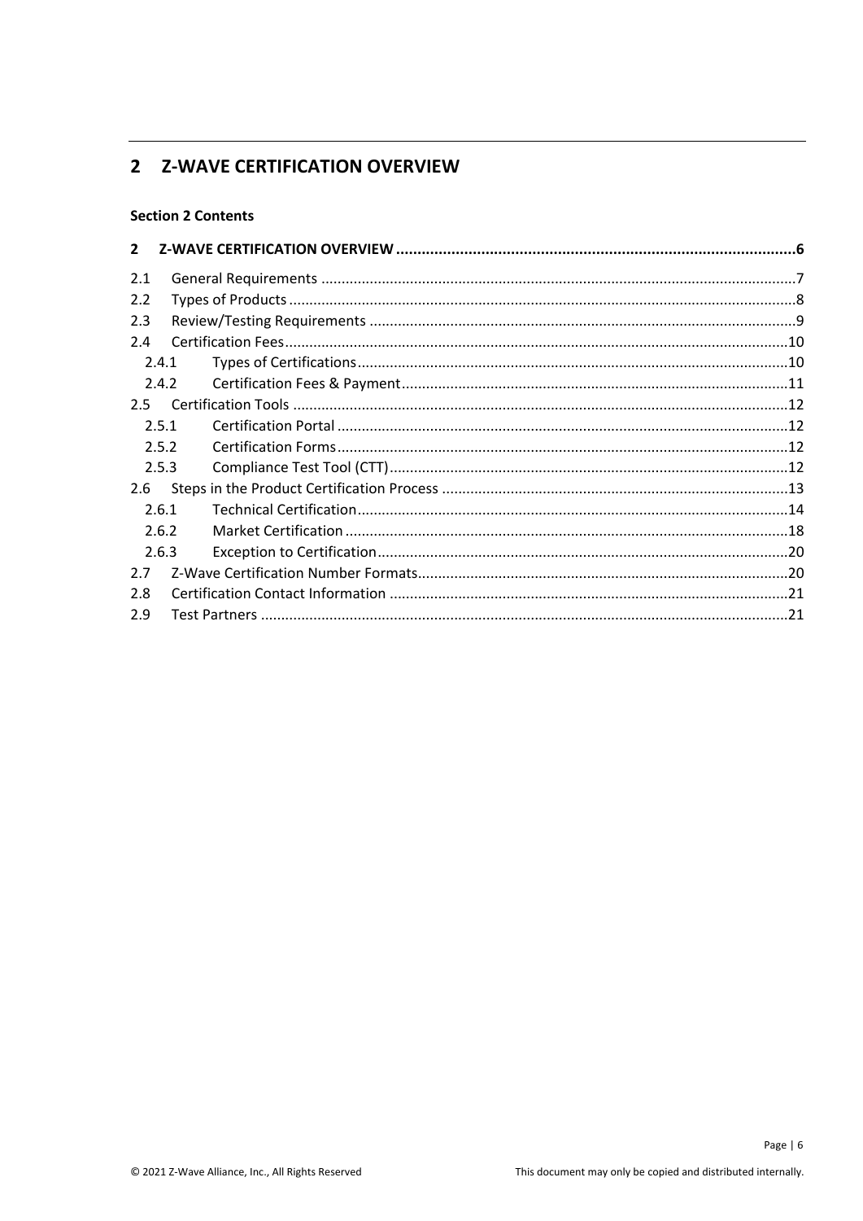# 2 Z-WAVE CERTIFICATION OVERVIEW

**Section 2 Contents**

**2 Z-WAVE CERTIFICATION OVERVIEW ............................................................................................6**

2.1 General Requirements ....................................................................................................................7
2.2 Types of Products ............................................................................................................................8
2.3 Review/Testing Requirements ........................................................................................................9
2.4 Certification Fees ...........................................................................................................................10
  2.4.1 Types of Certifications ..........................................................................................................10
  2.4.2 Certification Fees & Payment ...............................................................................................11
2.5 Certification Tools ..........................................................................................................................12
  2.5.1 Certification Portal ...............................................................................................................12
  2.5.2 Certification Forms ...............................................................................................................12
  2.5.3 Compliance Test Tool (CTT) ..................................................................................................12
2.6 Steps in the Product Certification Process .....................................................................................13
  2.6.1 Technical Certification ..........................................................................................................14
  2.6.2 Market Certification .............................................................................................................18
  2.6.3 Exception to Certification .....................................................................................................20
2.7 Z-Wave Certification Number Formats ...........................................................................................20
2.8 Certification Contact Information ..................................................................................................21
2.9 Test Partners .................................................................................................................................21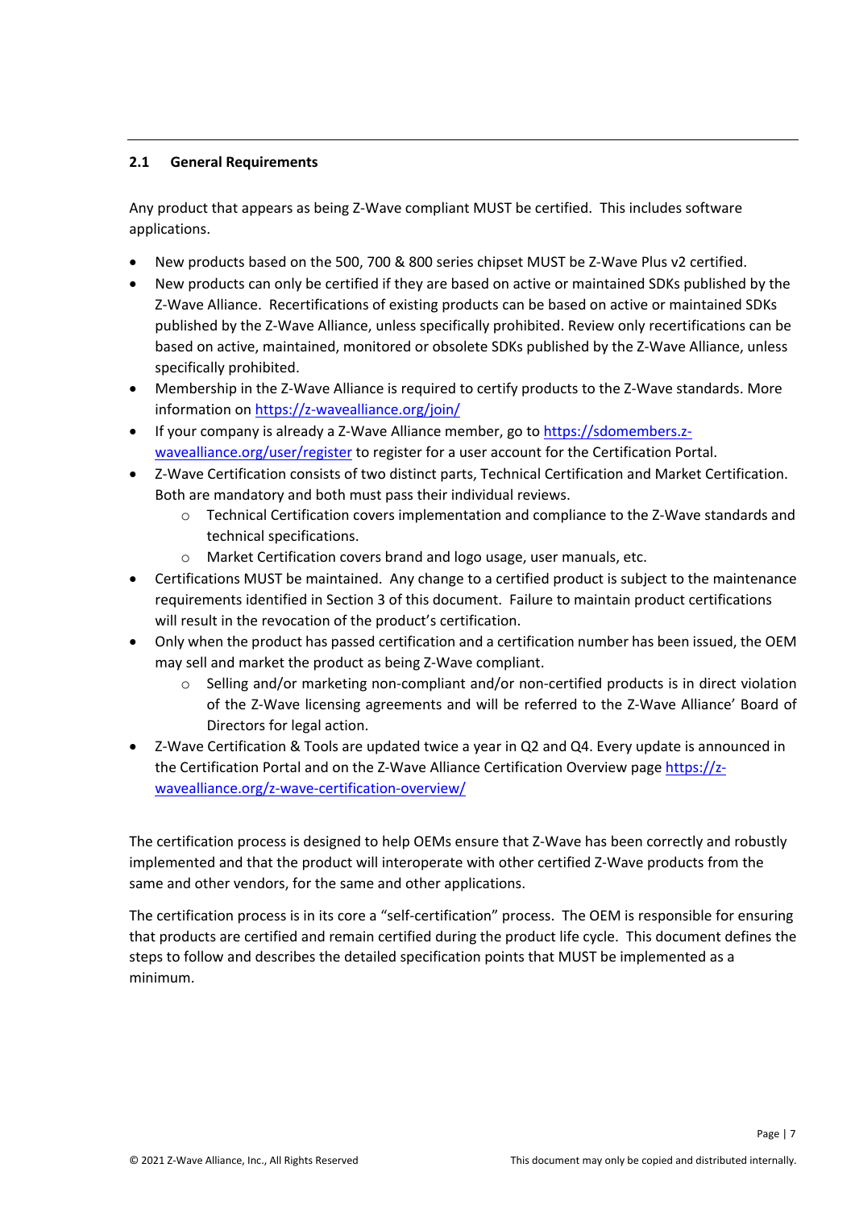## 2.1 General Requirements

Any product that appears as being Z-Wave compliant MUST be certified. This includes software applications.

- New products based on the 500, 700 & 800 series chipset MUST be Z-Wave Plus v2 certified.
- New products can only be certified if they are based on active or maintained SDKs published by the Z-Wave Alliance. Recertifications of existing products can be based on active or maintained SDKs published by the Z-Wave Alliance, unless specifically prohibited. Review only recertifications can be based on active, maintained, monitored or obsolete SDKs published by the Z-Wave Alliance, unless specifically prohibited.
- Membership in the Z-Wave Alliance is required to certify products to the Z-Wave standards. More information on https://z-wavealliance.org/join/
- If your company is already a Z-Wave Alliance member, go to https://sdomembers.z-wavealliance.org/user/register to register for a user account for the Certification Portal.
- Z-Wave Certification consists of two distinct parts, Technical Certification and Market Certification. Both are mandatory and both must pass their individual reviews.
  - Technical Certification covers implementation and compliance to the Z-Wave standards and technical specifications.
  - Market Certification covers brand and logo usage, user manuals, etc.
- Certifications MUST be maintained. Any change to a certified product is subject to the maintenance requirements identified in Section 3 of this document. Failure to maintain product certifications will result in the revocation of the product's certification.
- Only when the product has passed certification and a certification number has been issued, the OEM may sell and market the product as being Z-Wave compliant.
  - Selling and/or marketing non-compliant and/or non-certified products is in direct violation of the Z-Wave licensing agreements and will be referred to the Z-Wave Alliance' Board of Directors for legal action.
- Z-Wave Certification & Tools are updated twice a year in Q2 and Q4. Every update is announced in the Certification Portal and on the Z-Wave Alliance Certification Overview page https://z-wavealliance.org/z-wave-certification-overview/

The certification process is designed to help OEMs ensure that Z-Wave has been correctly and robustly implemented and that the product will interoperate with other certified Z-Wave products from the same and other vendors, for the same and other applications.

The certification process is in its core a "self-certification" process. The OEM is responsible for ensuring that products are certified and remain certified during the product life cycle. This document defines the steps to follow and describes the detailed specification points that MUST be implemented as a minimum.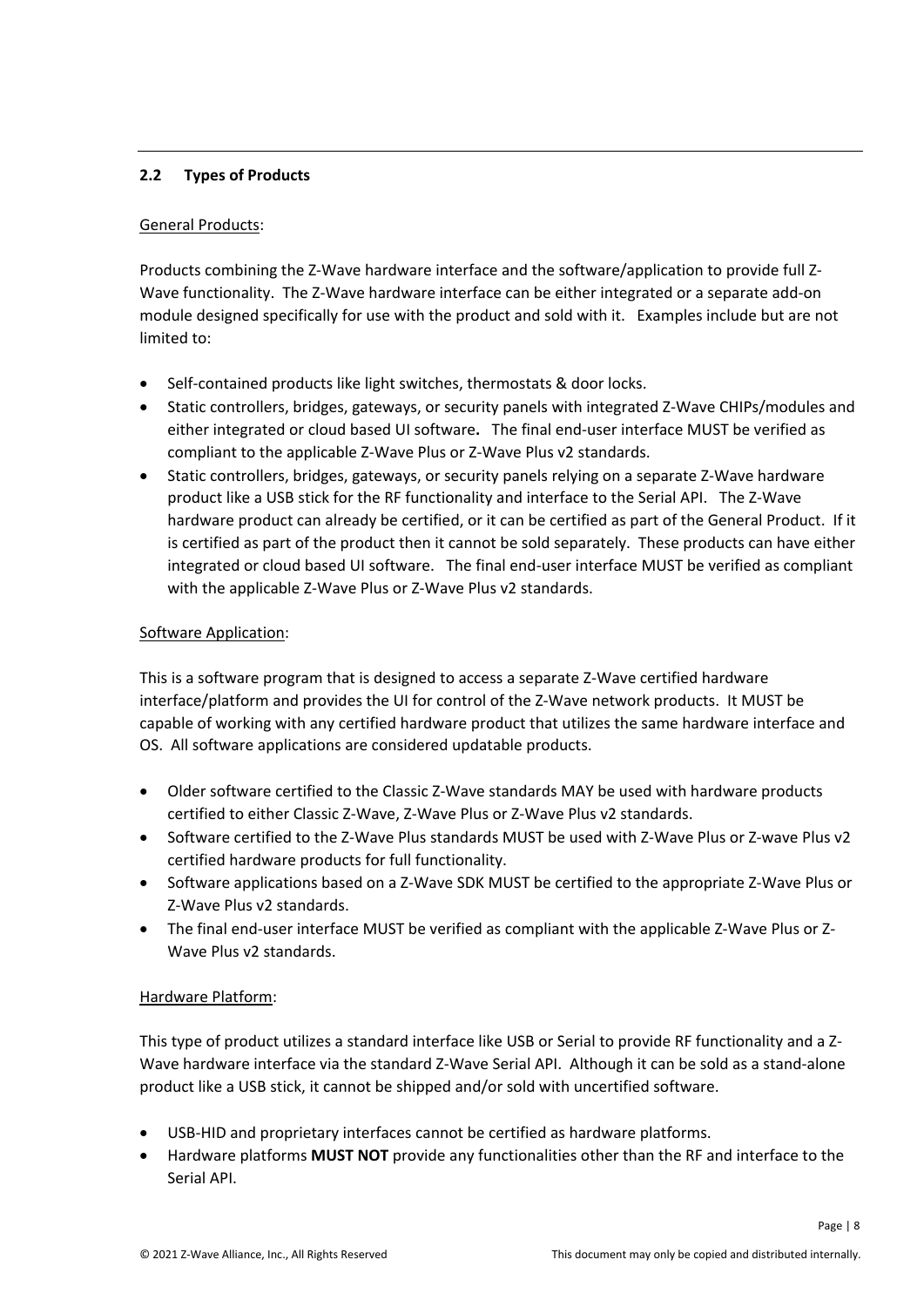## 2.2 Types of Products

General Products:

Products combining the Z-Wave hardware interface and the software/application to provide full Z-Wave functionality. The Z-Wave hardware interface can be either integrated or a separate add-on module designed specifically for use with the product and sold with it. Examples include but are not limited to:

- Self-contained products like light switches, thermostats & door locks.
- Static controllers, bridges, gateways, or security panels with integrated Z-Wave CHIPs/modules and either integrated or cloud based UI software**.** The final end-user interface MUST be verified as compliant to the applicable Z-Wave Plus or Z-Wave Plus v2 standards.
- Static controllers, bridges, gateways, or security panels relying on a separate Z-Wave hardware product like a USB stick for the RF functionality and interface to the Serial API. The Z-Wave hardware product can already be certified, or it can be certified as part of the General Product. If it is certified as part of the product then it cannot be sold separately. These products can have either integrated or cloud based UI software. The final end-user interface MUST be verified as compliant with the applicable Z-Wave Plus or Z-Wave Plus v2 standards.

Software Application:

This is a software program that is designed to access a separate Z-Wave certified hardware interface/platform and provides the UI for control of the Z-Wave network products. It MUST be capable of working with any certified hardware product that utilizes the same hardware interface and OS. All software applications are considered updatable products.

- Older software certified to the Classic Z-Wave standards MAY be used with hardware products certified to either Classic Z-Wave, Z-Wave Plus or Z-Wave Plus v2 standards.
- Software certified to the Z-Wave Plus standards MUST be used with Z-Wave Plus or Z-wave Plus v2 certified hardware products for full functionality.
- Software applications based on a Z-Wave SDK MUST be certified to the appropriate Z-Wave Plus or Z-Wave Plus v2 standards.
- The final end-user interface MUST be verified as compliant with the applicable Z-Wave Plus or Z-Wave Plus v2 standards.

Hardware Platform:

This type of product utilizes a standard interface like USB or Serial to provide RF functionality and a Z-Wave hardware interface via the standard Z-Wave Serial API. Although it can be sold as a stand-alone product like a USB stick, it cannot be shipped and/or sold with uncertified software.

- USB-HID and proprietary interfaces cannot be certified as hardware platforms.
- Hardware platforms **MUST NOT** provide any functionalities other than the RF and interface to the Serial API.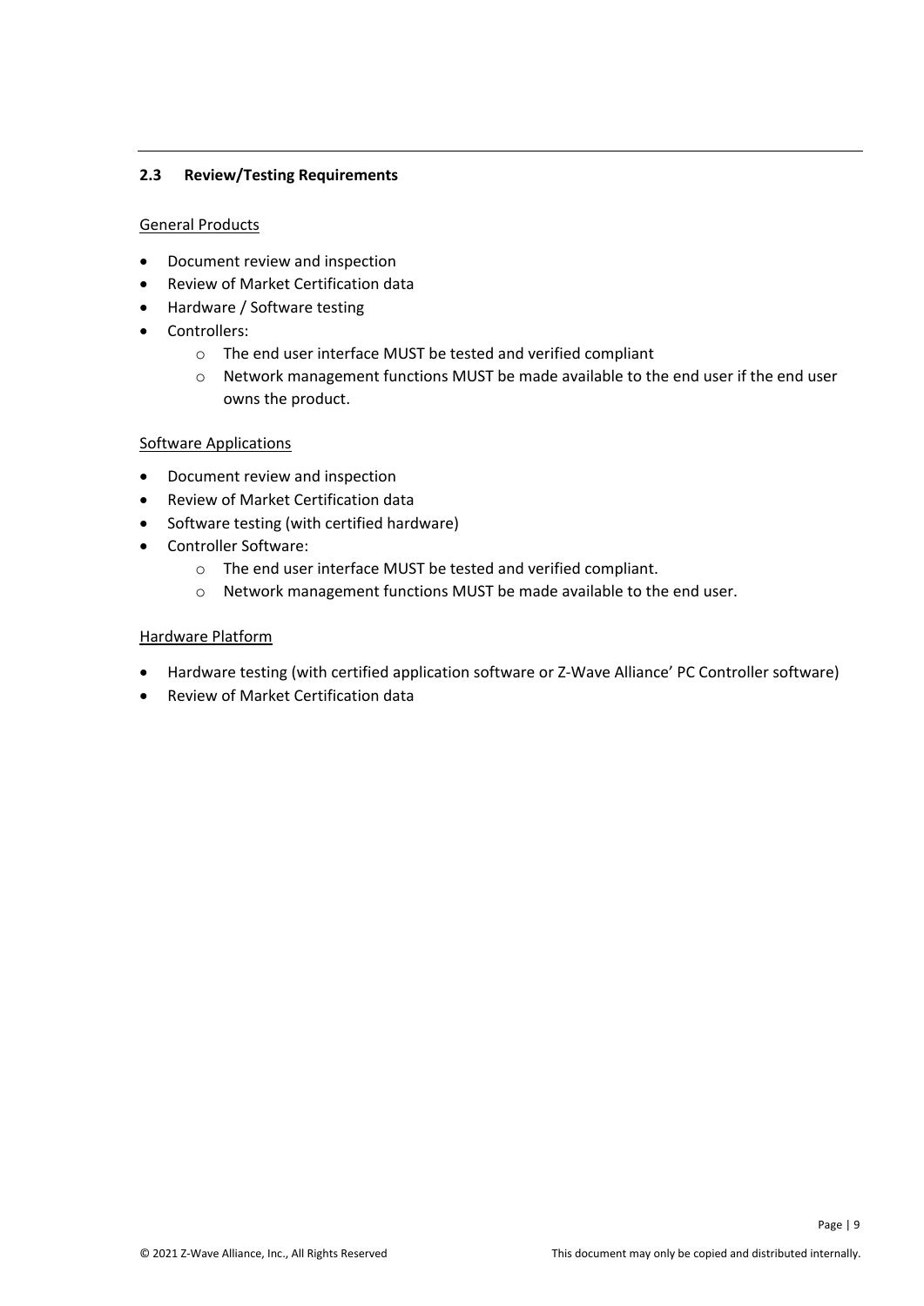## 2.3 Review/Testing Requirements

General Products

- Document review and inspection
- Review of Market Certification data
- Hardware / Software testing
- Controllers:
  - The end user interface MUST be tested and verified compliant
  - Network management functions MUST be made available to the end user if the end user owns the product.

Software Applications

- Document review and inspection
- Review of Market Certification data
- Software testing (with certified hardware)
- Controller Software:
  - The end user interface MUST be tested and verified compliant.
  - Network management functions MUST be made available to the end user.

Hardware Platform

- Hardware testing (with certified application software or Z-Wave Alliance' PC Controller software)
- Review of Market Certification data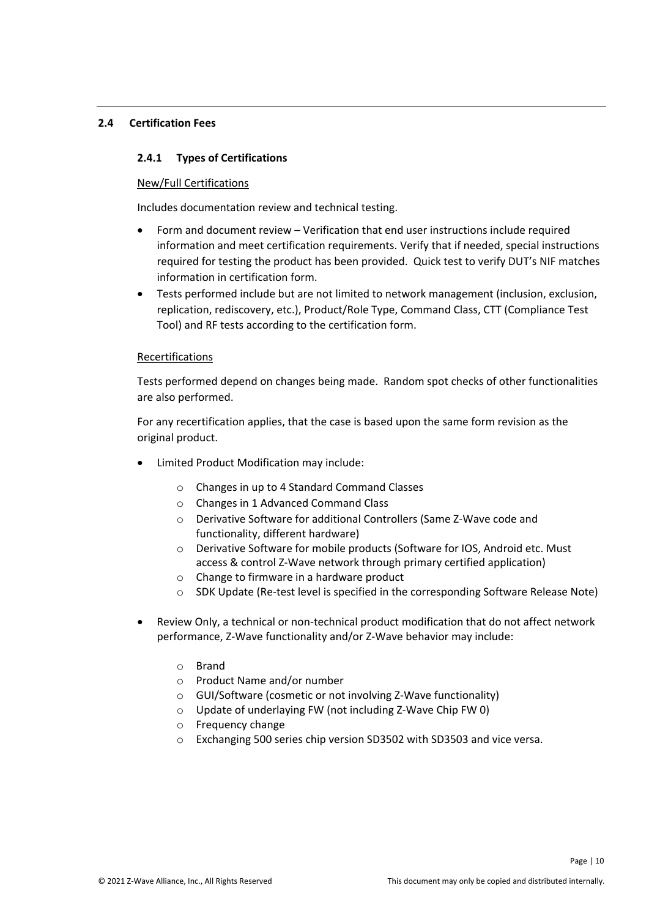## 2.4 Certification Fees

### 2.4.1 Types of Certifications

<u>New/Full Certifications</u>

Includes documentation review and technical testing.

- Form and document review – Verification that end user instructions include required information and meet certification requirements. Verify that if needed, special instructions required for testing the product has been provided. Quick test to verify DUT's NIF matches information in certification form.
- Tests performed include but are not limited to network management (inclusion, exclusion, replication, rediscovery, etc.), Product/Role Type, Command Class, CTT (Compliance Test Tool) and RF tests according to the certification form.

<u>Recertifications</u>

Tests performed depend on changes being made. Random spot checks of other functionalities are also performed.

For any recertification applies, that the case is based upon the same form revision as the original product.

- Limited Product Modification may include:
  - Changes in up to 4 Standard Command Classes
  - Changes in 1 Advanced Command Class
  - Derivative Software for additional Controllers (Same Z-Wave code and functionality, different hardware)
  - Derivative Software for mobile products (Software for IOS, Android etc. Must access & control Z-Wave network through primary certified application)
  - Change to firmware in a hardware product
  - SDK Update (Re-test level is specified in the corresponding Software Release Note)
- Review Only, a technical or non-technical product modification that do not affect network performance, Z-Wave functionality and/or Z-Wave behavior may include:
  - Brand
  - Product Name and/or number
  - GUI/Software (cosmetic or not involving Z-Wave functionality)
  - Update of underlaying FW (not including Z-Wave Chip FW 0)
  - Frequency change
  - Exchanging 500 series chip version SD3502 with SD3503 and vice versa.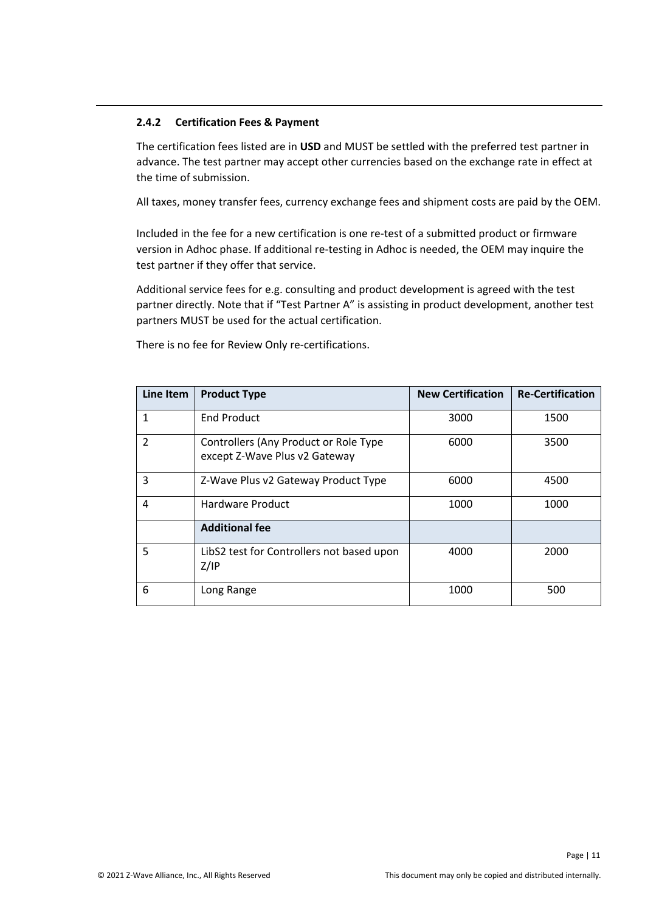#### 2.4.2 Certification Fees & Payment

The certification fees listed are in **USD** and MUST be settled with the preferred test partner in advance. The test partner may accept other currencies based on the exchange rate in effect at the time of submission.

All taxes, money transfer fees, currency exchange fees and shipment costs are paid by the OEM.

Included in the fee for a new certification is one re-test of a submitted product or firmware version in Adhoc phase. If additional re-testing in Adhoc is needed, the OEM may inquire the test partner if they offer that service.

Additional service fees for e.g. consulting and product development is agreed with the test partner directly. Note that if "Test Partner A" is assisting in product development, another test partners MUST be used for the actual certification.

There is no fee for Review Only re-certifications.

| Line Item | Product Type | New Certification | Re-Certification |
|---|---|---|---|
| 1 | End Product | 3000 | 1500 |
| 2 | Controllers (Any Product or Role Type except Z-Wave Plus v2 Gateway | 6000 | 3500 |
| 3 | Z-Wave Plus v2 Gateway Product Type | 6000 | 4500 |
| 4 | Hardware Product | 1000 | 1000 |
| | **Additional fee** | | |
| 5 | LibS2 test for Controllers not based upon Z/IP | 4000 | 2000 |
| 6 | Long Range | 1000 | 500 |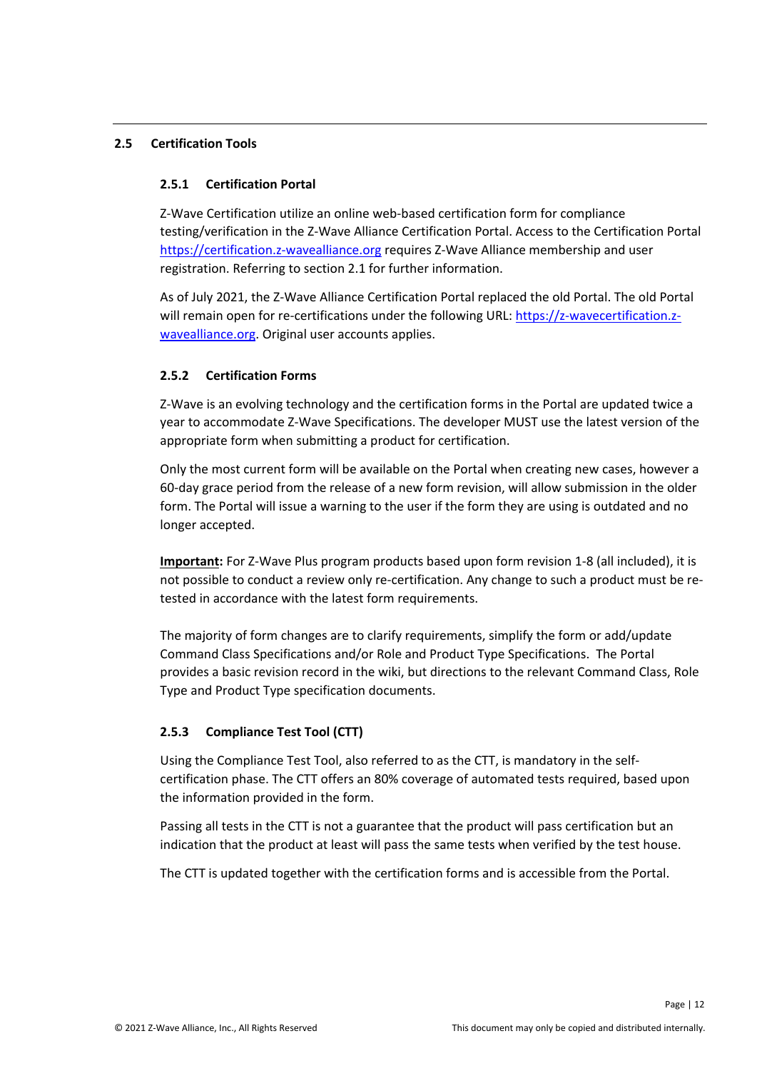## 2.5 Certification Tools

### 2.5.1 Certification Portal

Z-Wave Certification utilize an online web-based certification form for compliance testing/verification in the Z-Wave Alliance Certification Portal. Access to the Certification Portal https://certification.z-wavealliance.org requires Z-Wave Alliance membership and user registration. Referring to section 2.1 for further information.

As of July 2021, the Z-Wave Alliance Certification Portal replaced the old Portal. The old Portal will remain open for re-certifications under the following URL: https://z-wavecertification.z-wavealliance.org. Original user accounts applies.

### 2.5.2 Certification Forms

Z-Wave is an evolving technology and the certification forms in the Portal are updated twice a year to accommodate Z-Wave Specifications. The developer MUST use the latest version of the appropriate form when submitting a product for certification.

Only the most current form will be available on the Portal when creating new cases, however a 60-day grace period from the release of a new form revision, will allow submission in the older form. The Portal will issue a warning to the user if the form they are using is outdated and no longer accepted.

**Important:** For Z-Wave Plus program products based upon form revision 1-8 (all included), it is not possible to conduct a review only re-certification. Any change to such a product must be re-tested in accordance with the latest form requirements.

The majority of form changes are to clarify requirements, simplify the form or add/update Command Class Specifications and/or Role and Product Type Specifications. The Portal provides a basic revision record in the wiki, but directions to the relevant Command Class, Role Type and Product Type specification documents.

### 2.5.3 Compliance Test Tool (CTT)

Using the Compliance Test Tool, also referred to as the CTT, is mandatory in the self-certification phase. The CTT offers an 80% coverage of automated tests required, based upon the information provided in the form.

Passing all tests in the CTT is not a guarantee that the product will pass certification but an indication that the product at least will pass the same tests when verified by the test house.

The CTT is updated together with the certification forms and is accessible from the Portal.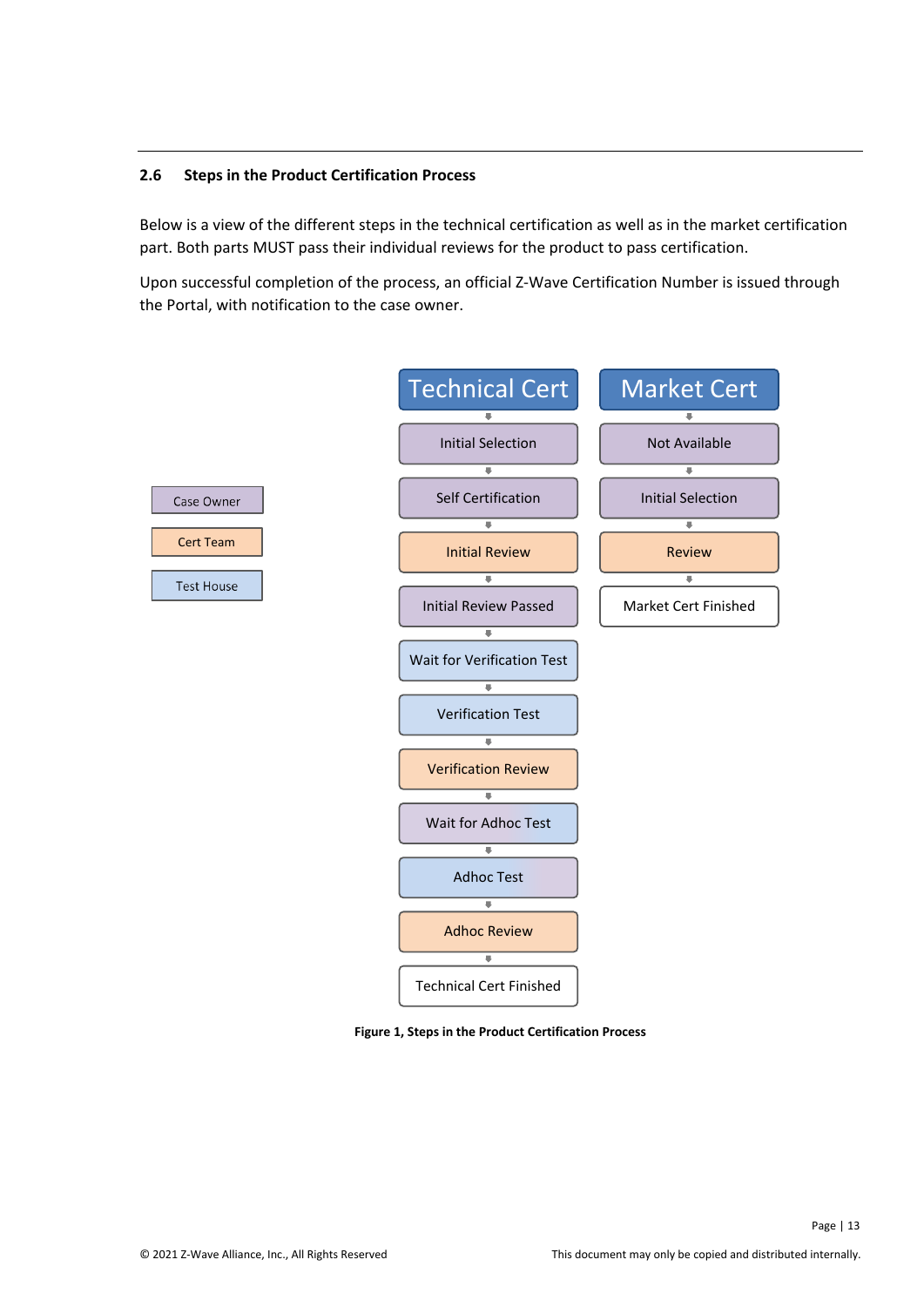## 2.6 Steps in the Product Certification Process

Below is a view of the different steps in the technical certification as well as in the market certification part. Both parts MUST pass their individual reviews for the product to pass certification.

Upon successful completion of the process, an official Z-Wave Certification Number is issued through the Portal, with notification to the case owner.

| Legend |
|---|
| Case Owner |
| Cert Team |
| Test House |

| Technical Cert | Market Cert |
|---|---|
| Initial Selection | Not Available |
| Self Certification | Initial Selection |
| Initial Review | Review |
| Initial Review Passed | Market Cert Finished |
| Wait for Verification Test | |
| Verification Test | |
| Verification Review | |
| Wait for Adhoc Test | |
| Adhoc Test | |
| Adhoc Review | |
| Technical Cert Finished | |

**Figure 1, Steps in the Product Certification Process**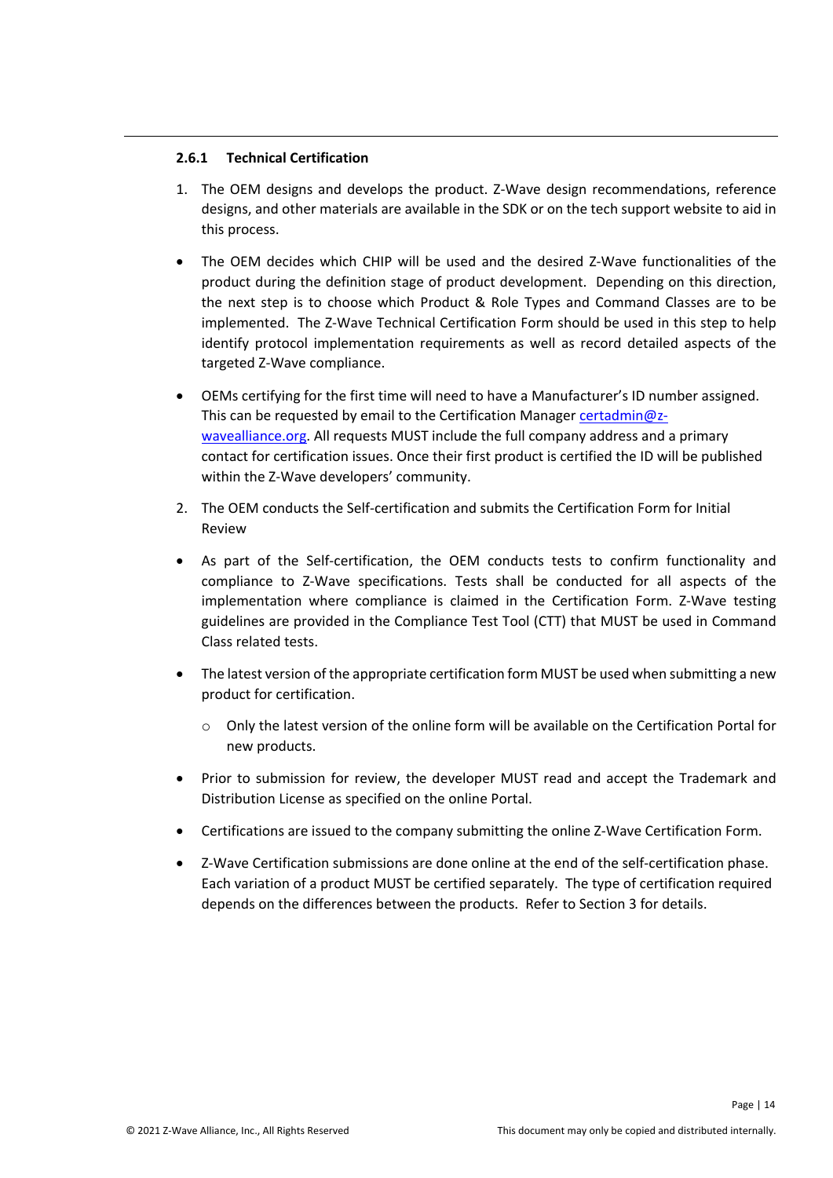### 2.6.1 Technical Certification

1. The OEM designs and develops the product. Z-Wave design recommendations, reference designs, and other materials are available in the SDK or on the tech support website to aid in this process.

- The OEM decides which CHIP will be used and the desired Z-Wave functionalities of the product during the definition stage of product development. Depending on this direction, the next step is to choose which Product & Role Types and Command Classes are to be implemented. The Z-Wave Technical Certification Form should be used in this step to help identify protocol implementation requirements as well as record detailed aspects of the targeted Z-Wave compliance.
- OEMs certifying for the first time will need to have a Manufacturer's ID number assigned. This can be requested by email to the Certification Manager certadmin@z-wavealliance.org. All requests MUST include the full company address and a primary contact for certification issues. Once their first product is certified the ID will be published within the Z-Wave developers' community.

2. The OEM conducts the Self-certification and submits the Certification Form for Initial Review

- As part of the Self-certification, the OEM conducts tests to confirm functionality and compliance to Z-Wave specifications. Tests shall be conducted for all aspects of the implementation where compliance is claimed in the Certification Form. Z-Wave testing guidelines are provided in the Compliance Test Tool (CTT) that MUST be used in Command Class related tests.
- The latest version of the appropriate certification form MUST be used when submitting a new product for certification.
  - Only the latest version of the online form will be available on the Certification Portal for new products.
- Prior to submission for review, the developer MUST read and accept the Trademark and Distribution License as specified on the online Portal.
- Certifications are issued to the company submitting the online Z-Wave Certification Form.
- Z-Wave Certification submissions are done online at the end of the self-certification phase. Each variation of a product MUST be certified separately. The type of certification required depends on the differences between the products. Refer to Section 3 for details.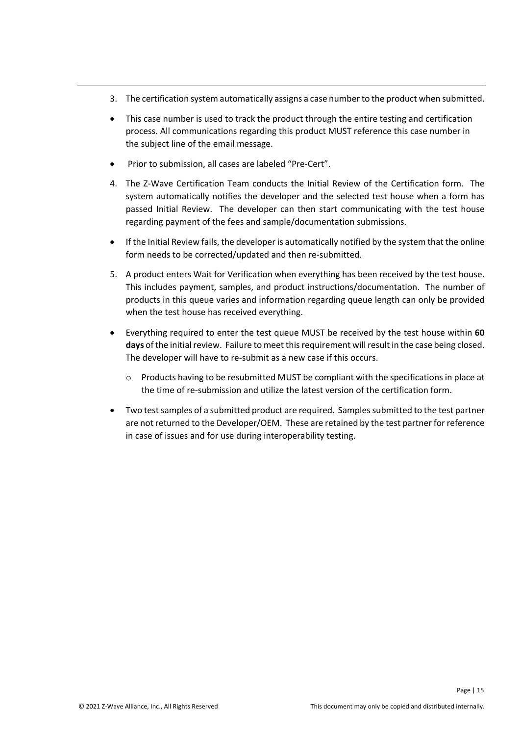3. The certification system automatically assigns a case number to the product when submitted.

- This case number is used to track the product through the entire testing and certification process. All communications regarding this product MUST reference this case number in the subject line of the email message.
- Prior to submission, all cases are labeled "Pre-Cert".

4. The Z-Wave Certification Team conducts the Initial Review of the Certification form. The system automatically notifies the developer and the selected test house when a form has passed Initial Review. The developer can then start communicating with the test house regarding payment of the fees and sample/documentation submissions.

- If the Initial Review fails, the developer is automatically notified by the system that the online form needs to be corrected/updated and then re-submitted.

5. A product enters Wait for Verification when everything has been received by the test house. This includes payment, samples, and product instructions/documentation. The number of products in this queue varies and information regarding queue length can only be provided when the test house has received everything.

- Everything required to enter the test queue MUST be received by the test house within **60 days** of the initial review. Failure to meet this requirement will result in the case being closed. The developer will have to re-submit as a new case if this occurs.
  - Products having to be resubmitted MUST be compliant with the specifications in place at the time of re-submission and utilize the latest version of the certification form.
- Two test samples of a submitted product are required. Samples submitted to the test partner are not returned to the Developer/OEM. These are retained by the test partner for reference in case of issues and for use during interoperability testing.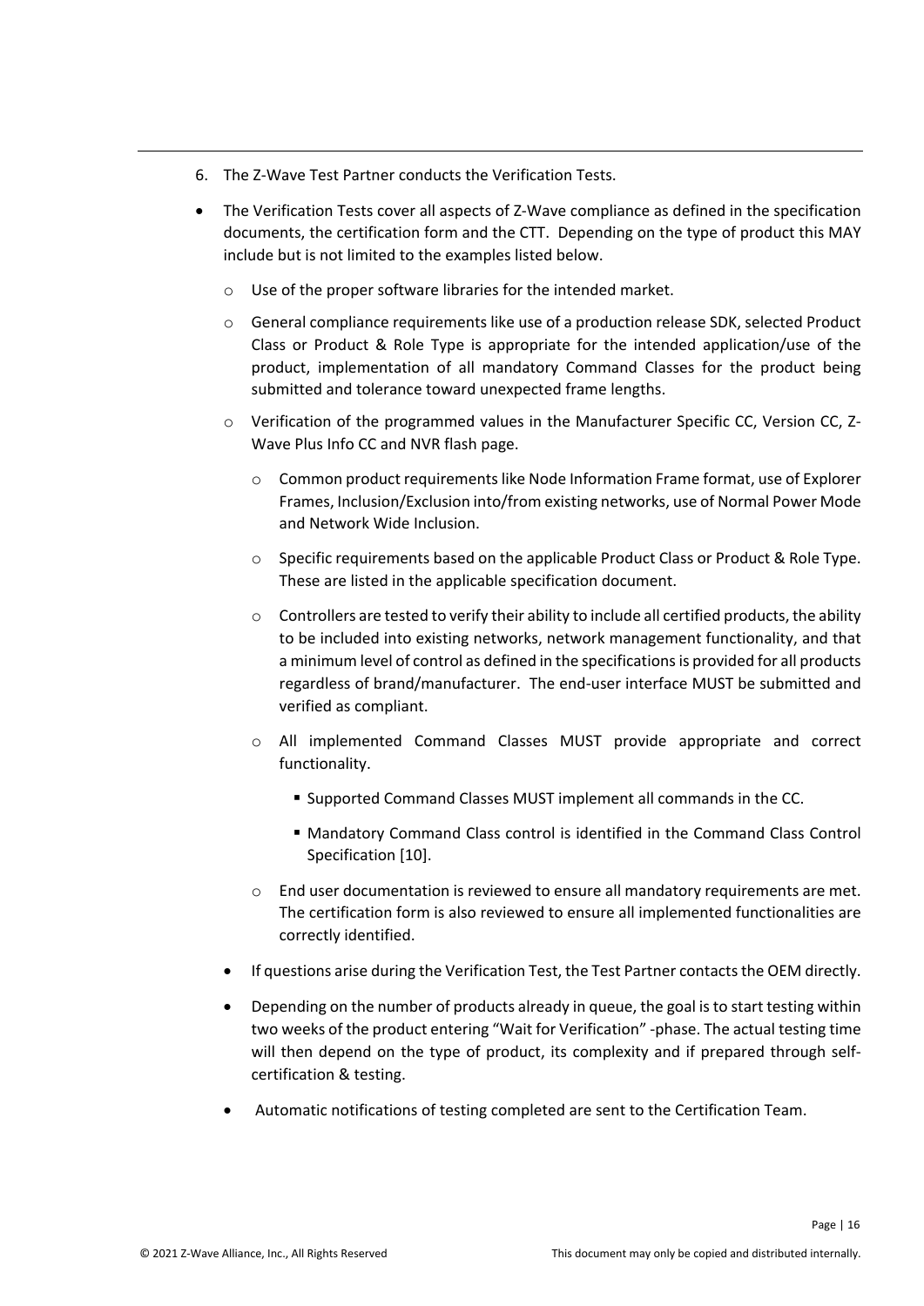6. The Z-Wave Test Partner conducts the Verification Tests.

- The Verification Tests cover all aspects of Z-Wave compliance as defined in the specification documents, the certification form and the CTT. Depending on the type of product this MAY include but is not limited to the examples listed below.
  - Use of the proper software libraries for the intended market.
  - General compliance requirements like use of a production release SDK, selected Product Class or Product & Role Type is appropriate for the intended application/use of the product, implementation of all mandatory Command Classes for the product being submitted and tolerance toward unexpected frame lengths.
  - Verification of the programmed values in the Manufacturer Specific CC, Version CC, Z-Wave Plus Info CC and NVR flash page.
    - Common product requirements like Node Information Frame format, use of Explorer Frames, Inclusion/Exclusion into/from existing networks, use of Normal Power Mode and Network Wide Inclusion.
    - Specific requirements based on the applicable Product Class or Product & Role Type. These are listed in the applicable specification document.
    - Controllers are tested to verify their ability to include all certified products, the ability to be included into existing networks, network management functionality, and that a minimum level of control as defined in the specifications is provided for all products regardless of brand/manufacturer. The end-user interface MUST be submitted and verified as compliant.
    - All implemented Command Classes MUST provide appropriate and correct functionality.
      - Supported Command Classes MUST implement all commands in the CC.
      - Mandatory Command Class control is identified in the Command Class Control Specification [10].
    - End user documentation is reviewed to ensure all mandatory requirements are met. The certification form is also reviewed to ensure all implemented functionalities are correctly identified.
  - If questions arise during the Verification Test, the Test Partner contacts the OEM directly.
  - Depending on the number of products already in queue, the goal is to start testing within two weeks of the product entering "Wait for Verification" -phase. The actual testing time will then depend on the type of product, its complexity and if prepared through self-certification & testing.
  - Automatic notifications of testing completed are sent to the Certification Team.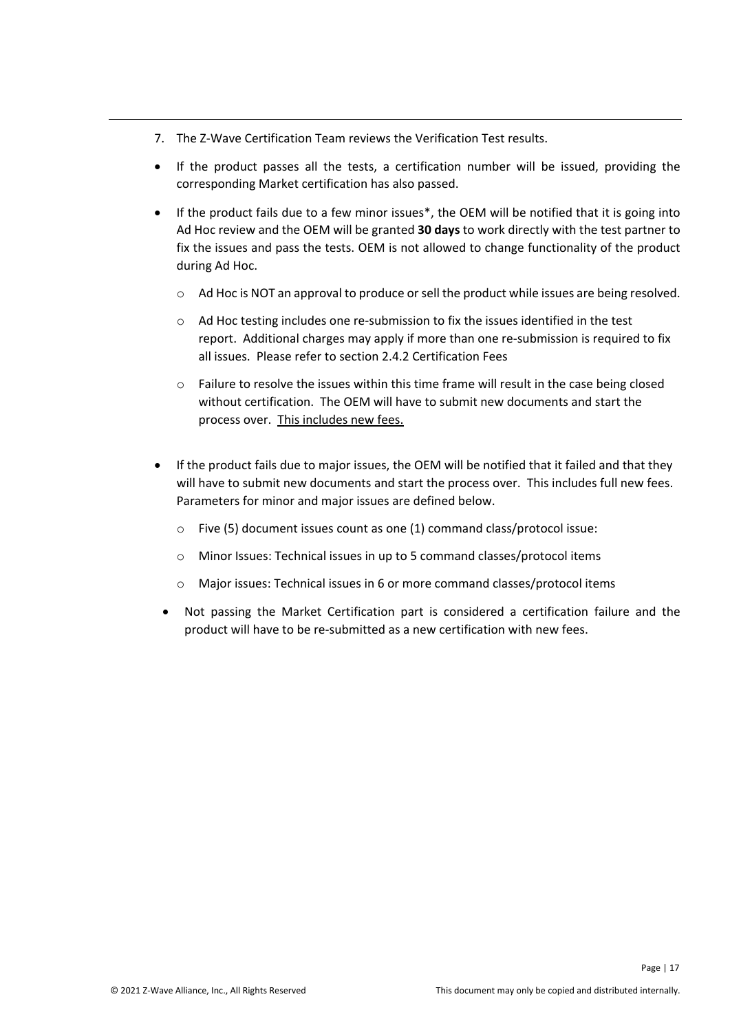7. The Z-Wave Certification Team reviews the Verification Test results.

- If the product passes all the tests, a certification number will be issued, providing the corresponding Market certification has also passed.
- If the product fails due to a few minor issues*, the OEM will be notified that it is going into Ad Hoc review and the OEM will be granted **30 days** to work directly with the test partner to fix the issues and pass the tests. OEM is not allowed to change functionality of the product during Ad Hoc.
  - Ad Hoc is NOT an approval to produce or sell the product while issues are being resolved.
  - Ad Hoc testing includes one re-submission to fix the issues identified in the test report. Additional charges may apply if more than one re-submission is required to fix all issues. Please refer to section 2.4.2 Certification Fees
  - Failure to resolve the issues within this time frame will result in the case being closed without certification. The OEM will have to submit new documents and start the process over. <u>This includes new fees.</u>
- If the product fails due to major issues, the OEM will be notified that it failed and that they will have to submit new documents and start the process over. This includes full new fees. Parameters for minor and major issues are defined below.
  - Five (5) document issues count as one (1) command class/protocol issue:
  - Minor Issues: Technical issues in up to 5 command classes/protocol items
  - Major issues: Technical issues in 6 or more command classes/protocol items
- Not passing the Market Certification part is considered a certification failure and the product will have to be re-submitted as a new certification with new fees.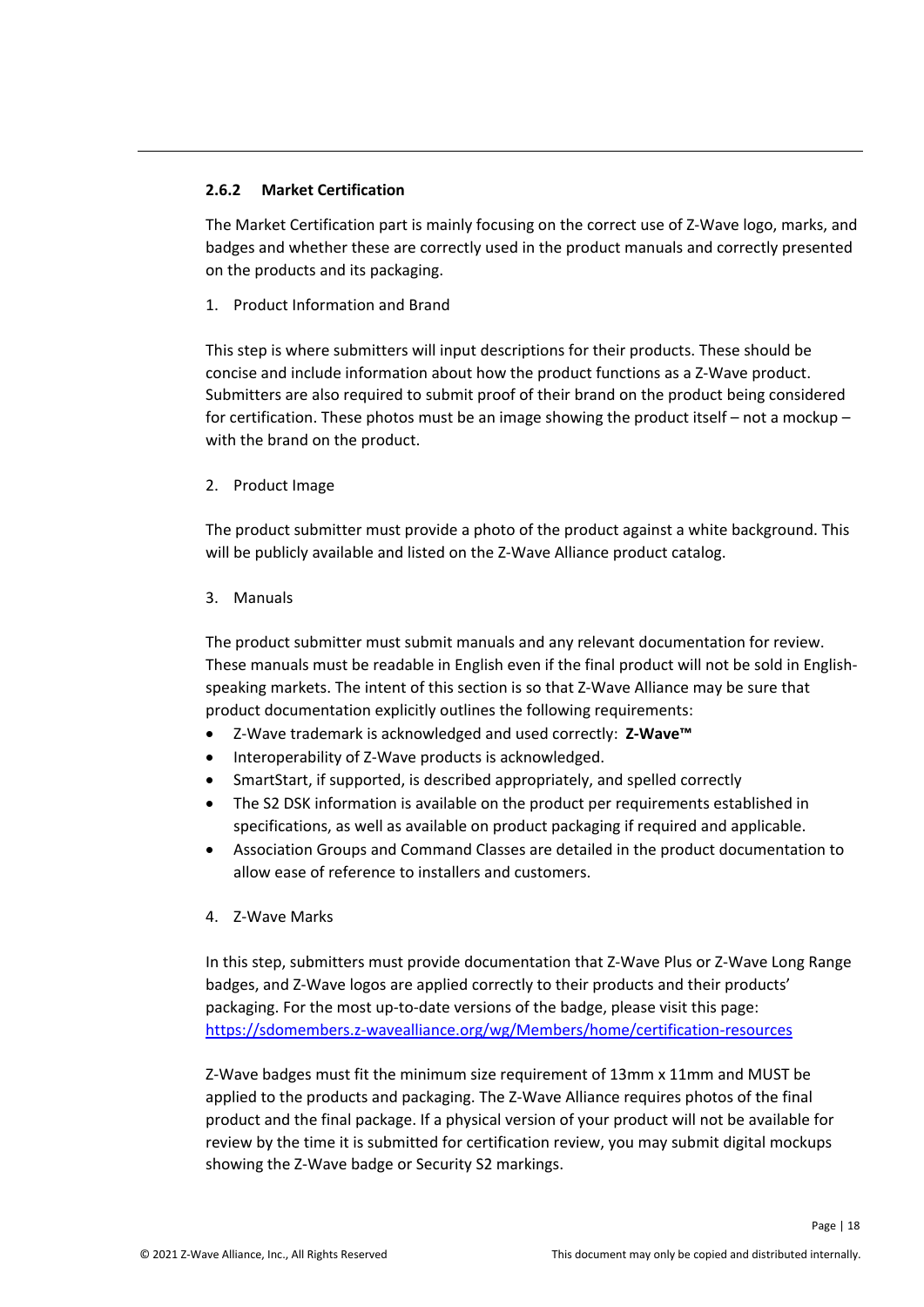### 2.6.2 Market Certification

The Market Certification part is mainly focusing on the correct use of Z-Wave logo, marks, and badges and whether these are correctly used in the product manuals and correctly presented on the products and its packaging.

1. Product Information and Brand

This step is where submitters will input descriptions for their products. These should be concise and include information about how the product functions as a Z-Wave product. Submitters are also required to submit proof of their brand on the product being considered for certification. These photos must be an image showing the product itself – not a mockup – with the brand on the product.

2. Product Image

The product submitter must provide a photo of the product against a white background. This will be publicly available and listed on the Z-Wave Alliance product catalog.

3. Manuals

The product submitter must submit manuals and any relevant documentation for review. These manuals must be readable in English even if the final product will not be sold in English-speaking markets. The intent of this section is so that Z-Wave Alliance may be sure that product documentation explicitly outlines the following requirements:

- Z-Wave trademark is acknowledged and used correctly: **Z-Wave™**
- Interoperability of Z-Wave products is acknowledged.
- SmartStart, if supported, is described appropriately, and spelled correctly
- The S2 DSK information is available on the product per requirements established in specifications, as well as available on product packaging if required and applicable.
- Association Groups and Command Classes are detailed in the product documentation to allow ease of reference to installers and customers.

4. Z-Wave Marks

In this step, submitters must provide documentation that Z-Wave Plus or Z-Wave Long Range badges, and Z-Wave logos are applied correctly to their products and their products' packaging. For the most up-to-date versions of the badge, please visit this page: [https://sdomembers.z-wavealliance.org/wg/Members/home/certification-resources](https://sdomembers.z-wavealliance.org/wg/Members/home/certification-resources)

Z-Wave badges must fit the minimum size requirement of 13mm x 11mm and MUST be applied to the products and packaging. The Z-Wave Alliance requires photos of the final product and the final package. If a physical version of your product will not be available for review by the time it is submitted for certification review, you may submit digital mockups showing the Z-Wave badge or Security S2 markings.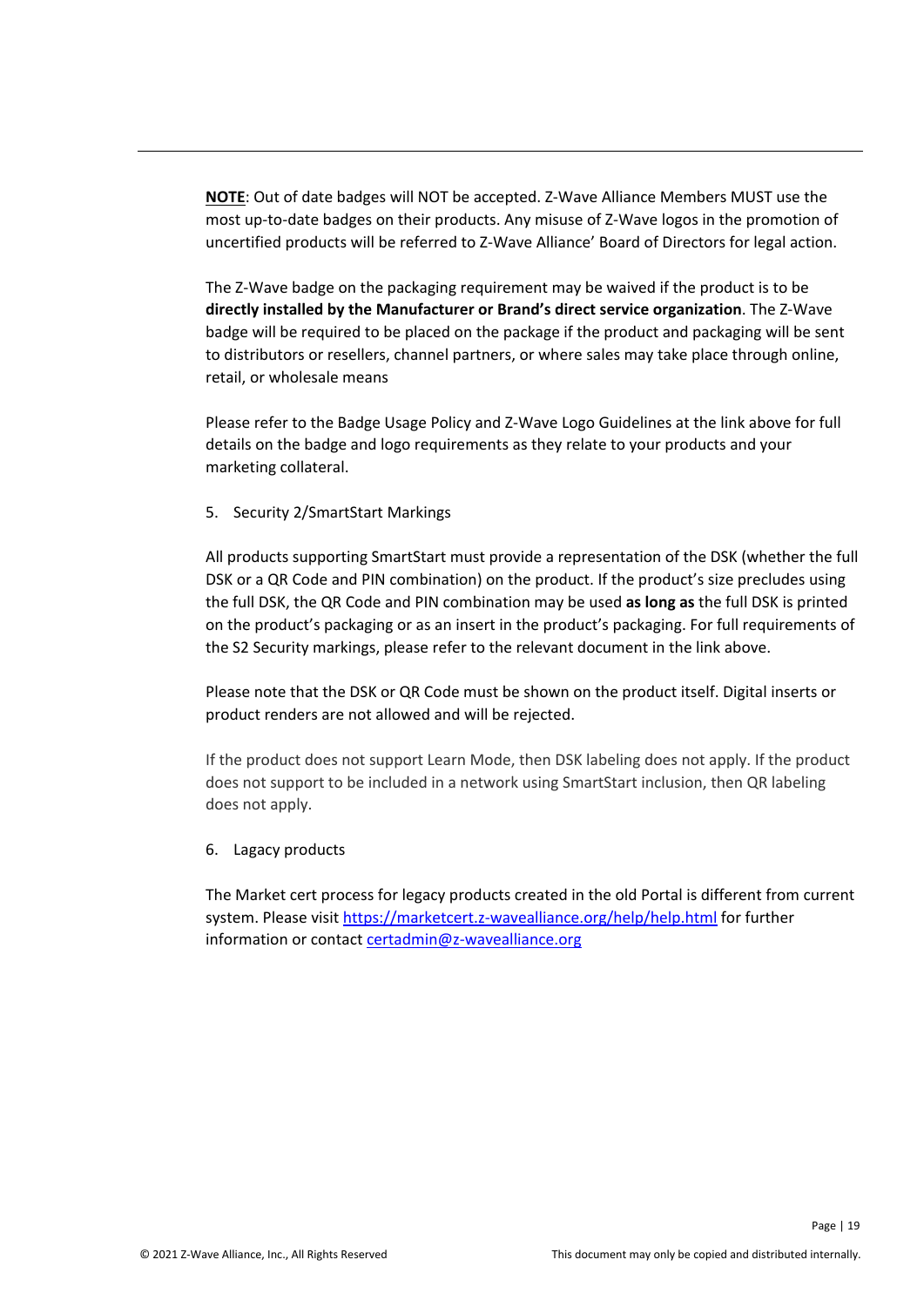**NOTE**: Out of date badges will NOT be accepted. Z-Wave Alliance Members MUST use the most up-to-date badges on their products. Any misuse of Z-Wave logos in the promotion of uncertified products will be referred to Z-Wave Alliance' Board of Directors for legal action.

The Z-Wave badge on the packaging requirement may be waived if the product is to be **directly installed by the Manufacturer or Brand's direct service organization**. The Z-Wave badge will be required to be placed on the package if the product and packaging will be sent to distributors or resellers, channel partners, or where sales may take place through online, retail, or wholesale means

Please refer to the Badge Usage Policy and Z-Wave Logo Guidelines at the link above for full details on the badge and logo requirements as they relate to your products and your marketing collateral.

5. Security 2/SmartStart Markings

All products supporting SmartStart must provide a representation of the DSK (whether the full DSK or a QR Code and PIN combination) on the product. If the product's size precludes using the full DSK, the QR Code and PIN combination may be used **as long as** the full DSK is printed on the product's packaging or as an insert in the product's packaging. For full requirements of the S2 Security markings, please refer to the relevant document in the link above.

Please note that the DSK or QR Code must be shown on the product itself. Digital inserts or product renders are not allowed and will be rejected.

If the product does not support Learn Mode, then DSK labeling does not apply. If the product does not support to be included in a network using SmartStart inclusion, then QR labeling does not apply.

6. Lagacy products

The Market cert process for legacy products created in the old Portal is different from current system. Please visit [https://marketcert.z-wavealliance.org/help/help.html](https://marketcert.z-wavealliance.org/help/help.html) for further information or contact [certadmin@z-wavealliance.org](mailto:certadmin@z-wavealliance.org)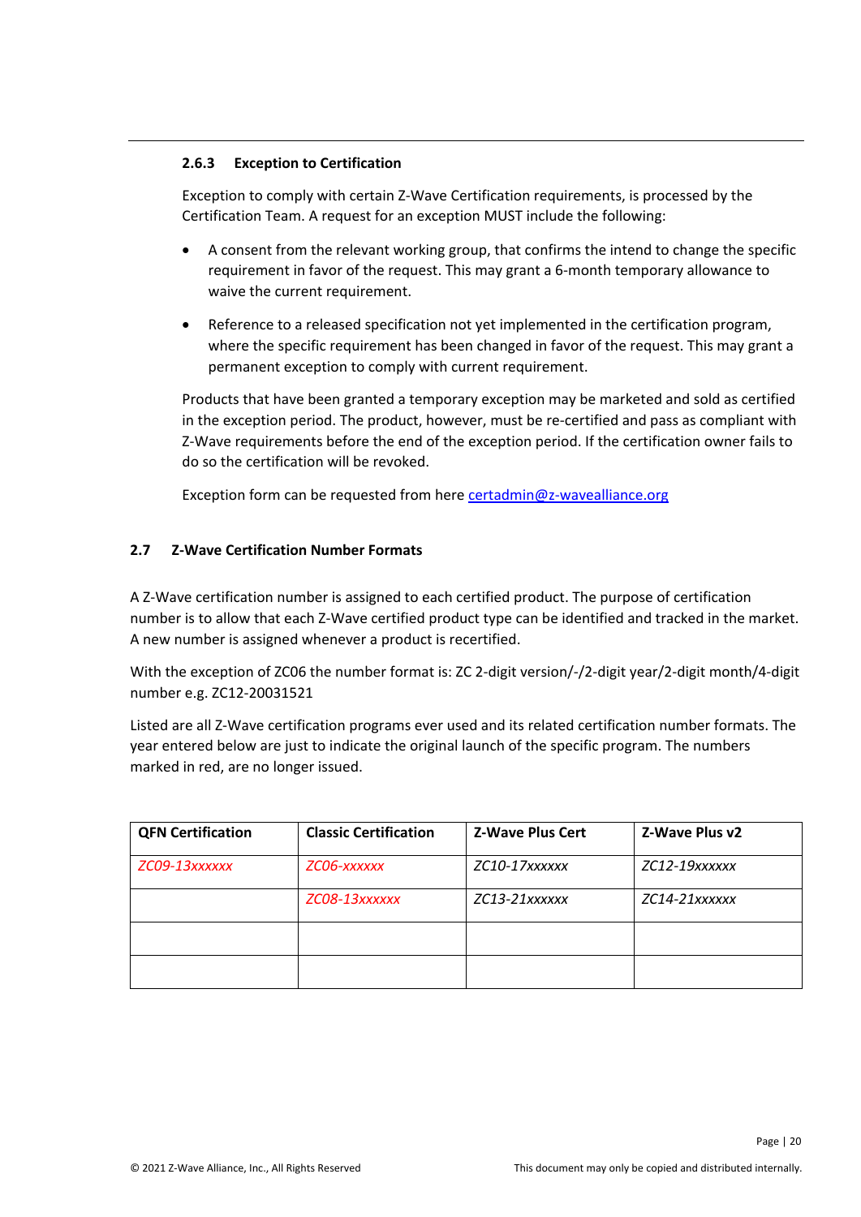#### 2.6.3 Exception to Certification

Exception to comply with certain Z-Wave Certification requirements, is processed by the Certification Team. A request for an exception MUST include the following:

- A consent from the relevant working group, that confirms the intend to change the specific requirement in favor of the request. This may grant a 6-month temporary allowance to waive the current requirement.
- Reference to a released specification not yet implemented in the certification program, where the specific requirement has been changed in favor of the request. This may grant a permanent exception to comply with current requirement.

Products that have been granted a temporary exception may be marketed and sold as certified in the exception period. The product, however, must be re-certified and pass as compliant with Z-Wave requirements before the end of the exception period. If the certification owner fails to do so the certification will be revoked.

Exception form can be requested from here [certadmin@z-wavealliance.org](mailto:certadmin@z-wavealliance.org)

### 2.7 Z-Wave Certification Number Formats

A Z-Wave certification number is assigned to each certified product. The purpose of certification number is to allow that each Z-Wave certified product type can be identified and tracked in the market. A new number is assigned whenever a product is recertified.

With the exception of ZC06 the number format is: ZC 2-digit version/-/2-digit year/2-digit month/4-digit number e.g. ZC12-20031521

Listed are all Z-Wave certification programs ever used and its related certification number formats. The year entered below are just to indicate the original launch of the specific program. The numbers marked in red, are no longer issued.

| QFN Certification | Classic Certification | Z-Wave Plus Cert | Z-Wave Plus v2 |
|---|---|---|---|
| *ZC09-13xxxxxx* | *ZC06-xxxxxx* | *ZC10-17xxxxxx* | *ZC12-19xxxxxx* |
| | *ZC08-13xxxxxx* | *ZC13-21xxxxxx* | *ZC14-21xxxxxx* |
| | | | |
| | | | |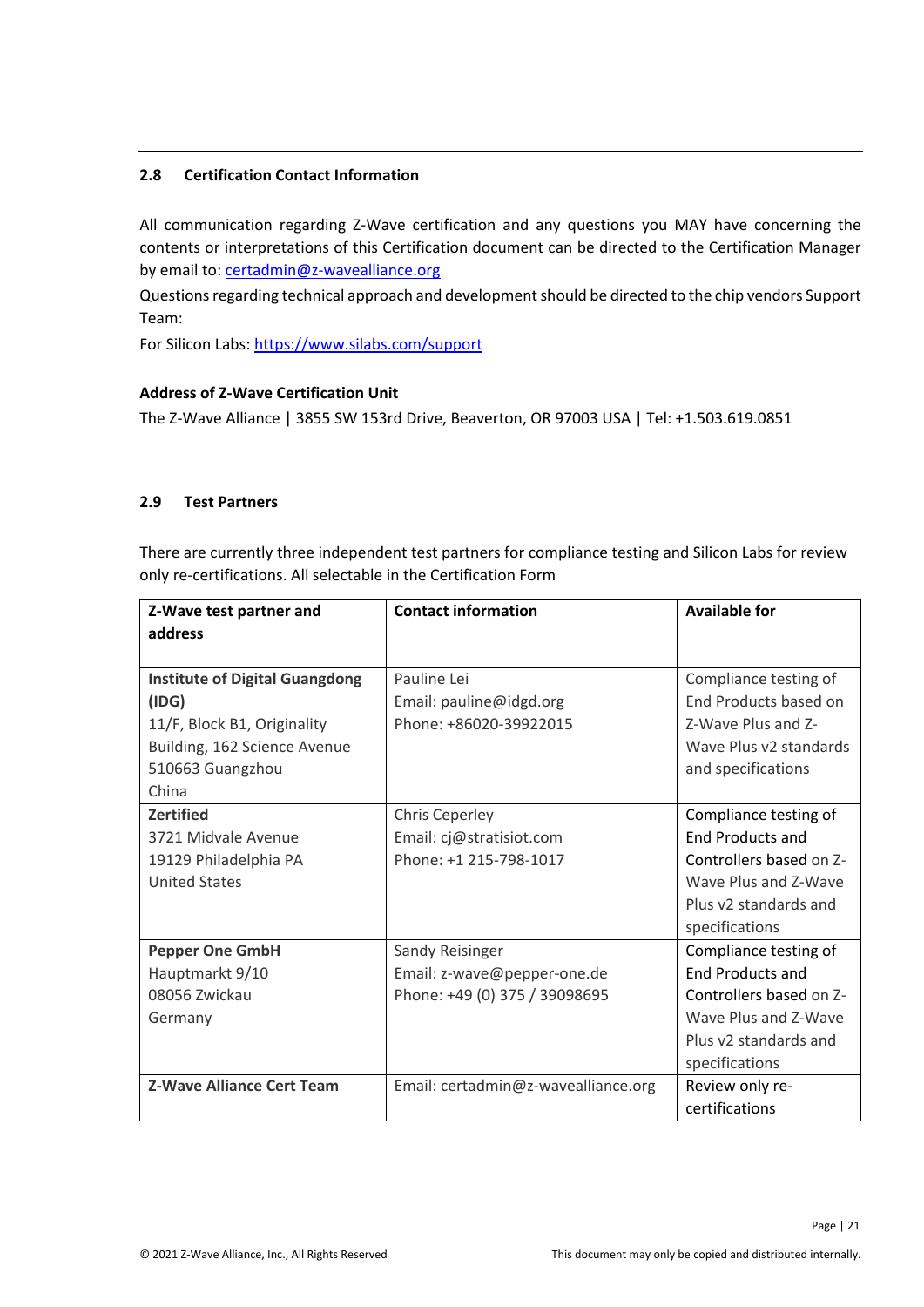### 2.8 Certification Contact Information

All communication regarding Z-Wave certification and any questions you MAY have concerning the contents or interpretations of this Certification document can be directed to the Certification Manager by email to: [certadmin@z-wavealliance.org](mailto:certadmin@z-wavealliance.org)

Questions regarding technical approach and development should be directed to the chip vendors Support Team:

For Silicon Labs: [https://www.silabs.com/support](https://www.silabs.com/support)

**Address of Z-Wave Certification Unit**

The Z-Wave Alliance | 3855 SW 153rd Drive, Beaverton, OR 97003 USA | Tel: +1.503.619.0851

### 2.9 Test Partners

There are currently three independent test partners for compliance testing and Silicon Labs for review only re-certifications. All selectable in the Certification Form

| Z-Wave test partner and address | Contact information | Available for |
|---|---|---|
| **Institute of Digital Guangdong (IDG)**<br>11/F, Block B1, Originality Building, 162 Science Avenue<br>510663 Guangzhou<br>China | Pauline Lei<br>Email: pauline@idgd.org<br>Phone: +86020-39922015 | Compliance testing of End Products based on Z-Wave Plus and Z-Wave Plus v2 standards and specifications |
| **Zertified**<br>3721 Midvale Avenue<br>19129 Philadelphia PA<br>United States | Chris Ceperley<br>Email: cj@stratisiot.com<br>Phone: +1 215-798-1017 | Compliance testing of End Products and Controllers based on Z-Wave Plus and Z-Wave Plus v2 standards and specifications |
| **Pepper One GmbH**<br>Hauptmarkt 9/10<br>08056 Zwickau<br>Germany | Sandy Reisinger<br>Email: z-wave@pepper-one.de<br>Phone: +49 (0) 375 / 39098695 | Compliance testing of End Products and Controllers based on Z-Wave Plus and Z-Wave Plus v2 standards and specifications |
| **Z-Wave Alliance Cert Team** | Email: certadmin@z-wavealliance.org | Review only re-certifications |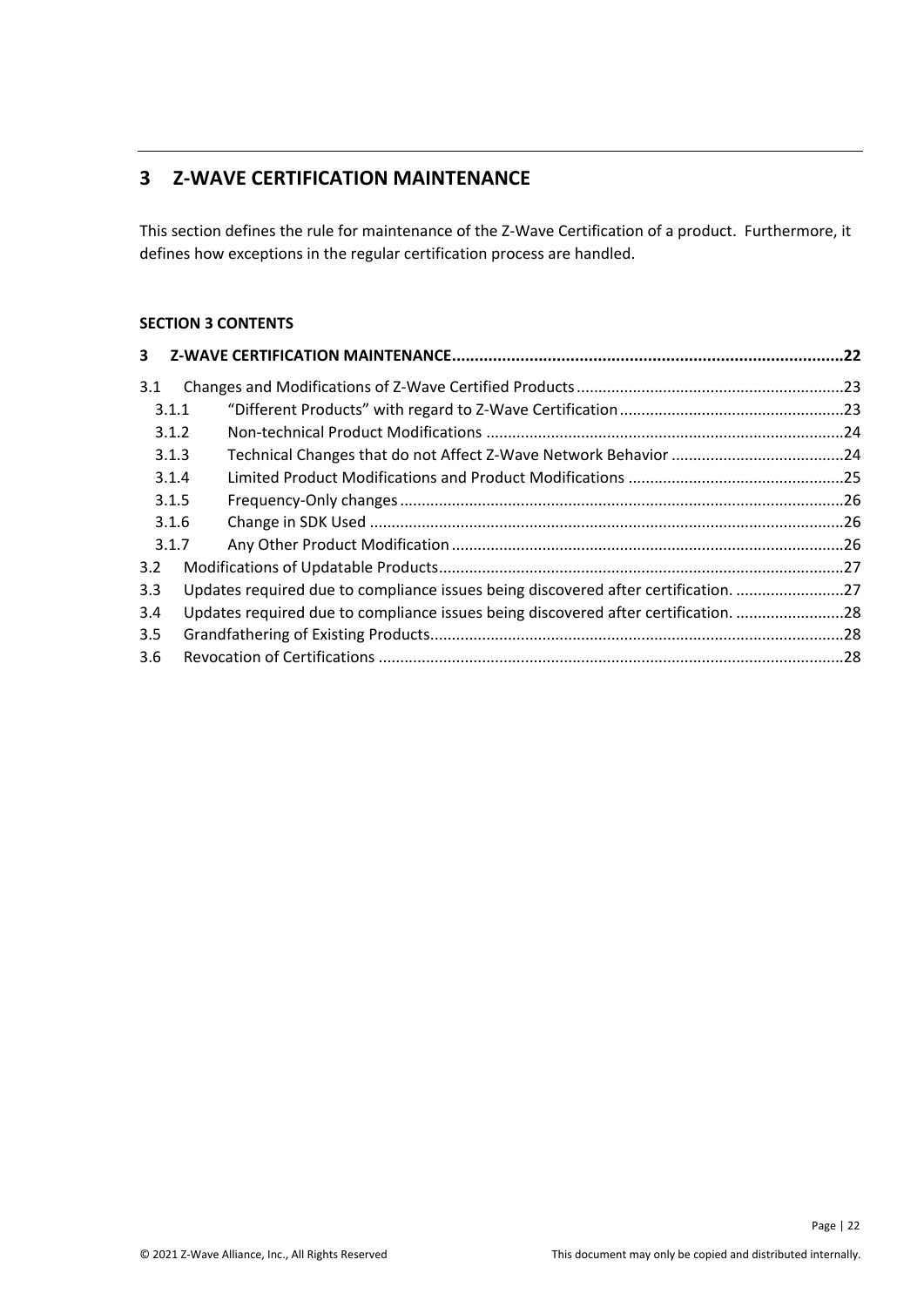# 3 Z-WAVE CERTIFICATION MAINTENANCE

This section defines the rule for maintenance of the Z-Wave Certification of a product. Furthermore, it defines how exceptions in the regular certification process are handled.

**SECTION 3 CONTENTS**

**3 Z-WAVE CERTIFICATION MAINTENANCE ........................................................ 22**

3.1 Changes and Modifications of Z-Wave Certified Products ........................................ 23

- 3.1.1 "Different Products" with regard to Z-Wave Certification ........................................ 23
- 3.1.2 Non-technical Product Modifications ........................................ 24
- 3.1.3 Technical Changes that do not Affect Z-Wave Network Behavior ........................................ 24
- 3.1.4 Limited Product Modifications and Product Modifications ........................................ 25
- 3.1.5 Frequency-Only changes ........................................ 26
- 3.1.6 Change in SDK Used ........................................ 26
- 3.1.7 Any Other Product Modification ........................................ 26

3.2 Modifications of Updatable Products ........................................ 27

3.3 Updates required due to compliance issues being discovered after certification. ........................................ 27

3.4 Updates required due to compliance issues being discovered after certification. ........................................ 28

3.5 Grandfathering of Existing Products ........................................ 28

3.6 Revocation of Certifications ........................................ 28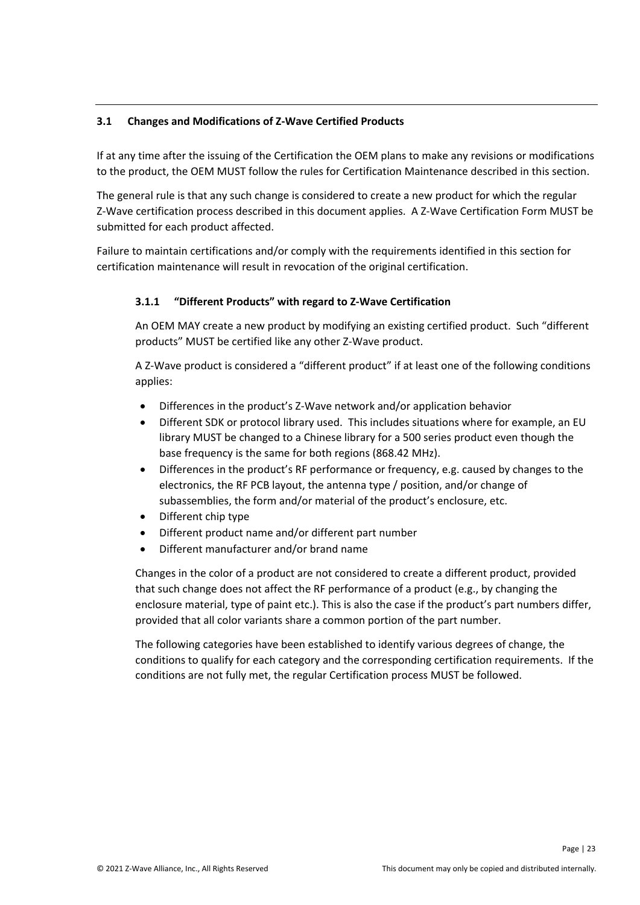## 3.1 Changes and Modifications of Z-Wave Certified Products

If at any time after the issuing of the Certification the OEM plans to make any revisions or modifications to the product, the OEM MUST follow the rules for Certification Maintenance described in this section.

The general rule is that any such change is considered to create a new product for which the regular Z-Wave certification process described in this document applies. A Z-Wave Certification Form MUST be submitted for each product affected.

Failure to maintain certifications and/or comply with the requirements identified in this section for certification maintenance will result in revocation of the original certification.

### 3.1.1 "Different Products" with regard to Z-Wave Certification

An OEM MAY create a new product by modifying an existing certified product. Such "different products" MUST be certified like any other Z-Wave product.

A Z-Wave product is considered a "different product" if at least one of the following conditions applies:

- Differences in the product's Z-Wave network and/or application behavior
- Different SDK or protocol library used. This includes situations where for example, an EU library MUST be changed to a Chinese library for a 500 series product even though the base frequency is the same for both regions (868.42 MHz).
- Differences in the product's RF performance or frequency, e.g. caused by changes to the electronics, the RF PCB layout, the antenna type / position, and/or change of subassemblies, the form and/or material of the product's enclosure, etc.
- Different chip type
- Different product name and/or different part number
- Different manufacturer and/or brand name

Changes in the color of a product are not considered to create a different product, provided that such change does not affect the RF performance of a product (e.g., by changing the enclosure material, type of paint etc.). This is also the case if the product's part numbers differ, provided that all color variants share a common portion of the part number.

The following categories have been established to identify various degrees of change, the conditions to qualify for each category and the corresponding certification requirements. If the conditions are not fully met, the regular Certification process MUST be followed.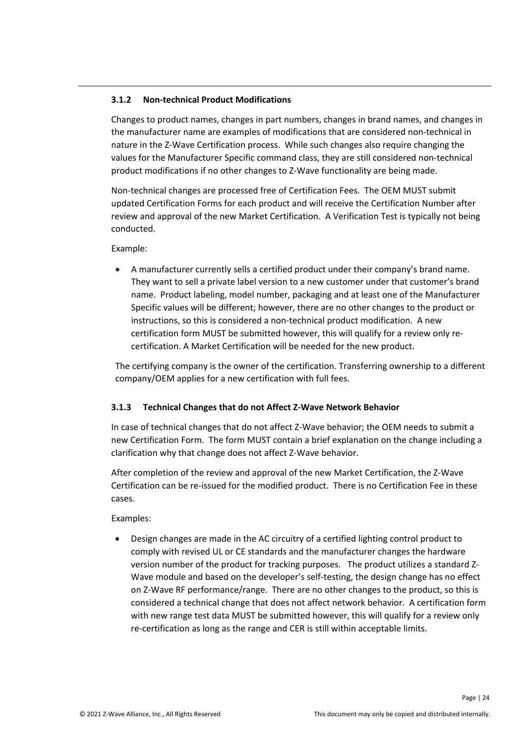### 3.1.2 Non-technical Product Modifications

Changes to product names, changes in part numbers, changes in brand names, and changes in the manufacturer name are examples of modifications that are considered non-technical in nature in the Z-Wave Certification process. While such changes also require changing the values for the Manufacturer Specific command class, they are still considered non-technical product modifications if no other changes to Z-Wave functionality are being made.

Non-technical changes are processed free of Certification Fees. The OEM MUST submit updated Certification Forms for each product and will receive the Certification Number after review and approval of the new Market Certification. A Verification Test is typically not being conducted.

Example:

- A manufacturer currently sells a certified product under their company's brand name. They want to sell a private label version to a new customer under that customer's brand name. Product labeling, model number, packaging and at least one of the Manufacturer Specific values will be different; however, there are no other changes to the product or instructions, so this is considered a non-technical product modification. A new certification form MUST be submitted however, this will qualify for a review only re-certification. A Market Certification will be needed for the new product.

The certifying company is the owner of the certification. Transferring ownership to a different company/OEM applies for a new certification with full fees.

### 3.1.3 Technical Changes that do not Affect Z-Wave Network Behavior

In case of technical changes that do not affect Z-Wave behavior; the OEM needs to submit a new Certification Form. The form MUST contain a brief explanation on the change including a clarification why that change does not affect Z-Wave behavior.

After completion of the review and approval of the new Market Certification, the Z-Wave Certification can be re-issued for the modified product. There is no Certification Fee in these cases.

Examples:

- Design changes are made in the AC circuitry of a certified lighting control product to comply with revised UL or CE standards and the manufacturer changes the hardware version number of the product for tracking purposes. The product utilizes a standard Z-Wave module and based on the developer's self-testing, the design change has no effect on Z-Wave RF performance/range. There are no other changes to the product, so this is considered a technical change that does not affect network behavior. A certification form with new range test data MUST be submitted however, this will qualify for a review only re-certification as long as the range and CER is still within acceptable limits.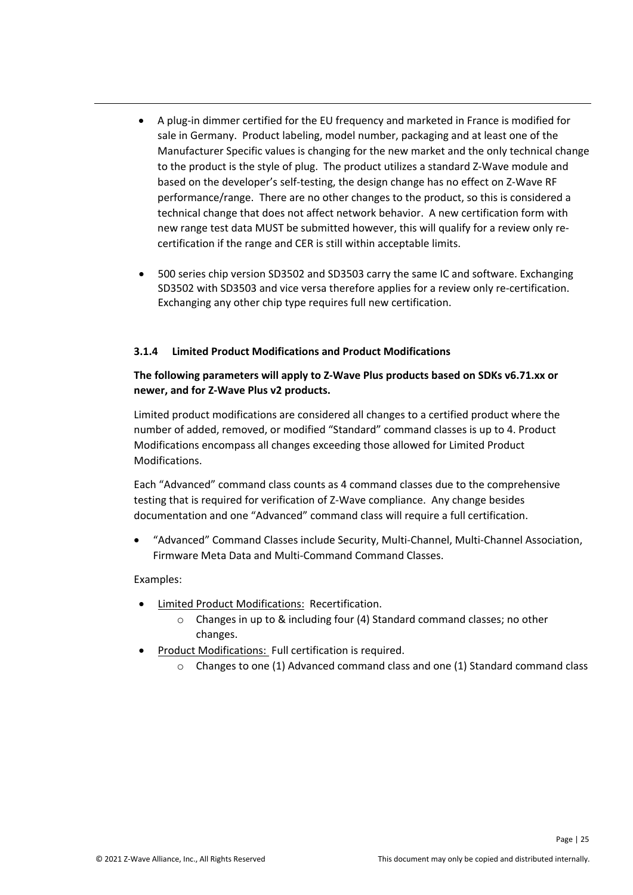- A plug-in dimmer certified for the EU frequency and marketed in France is modified for sale in Germany. Product labeling, model number, packaging and at least one of the Manufacturer Specific values is changing for the new market and the only technical change to the product is the style of plug. The product utilizes a standard Z-Wave module and based on the developer's self-testing, the design change has no effect on Z-Wave RF performance/range. There are no other changes to the product, so this is considered a technical change that does not affect network behavior. A new certification form with new range test data MUST be submitted however, this will qualify for a review only re-certification if the range and CER is still within acceptable limits.

- 500 series chip version SD3502 and SD3503 carry the same IC and software. Exchanging SD3502 with SD3503 and vice versa therefore applies for a review only re-certification. Exchanging any other chip type requires full new certification.

### 3.1.4 Limited Product Modifications and Product Modifications

**The following parameters will apply to Z-Wave Plus products based on SDKs v6.71.xx or newer, and for Z-Wave Plus v2 products.**

Limited product modifications are considered all changes to a certified product where the number of added, removed, or modified "Standard" command classes is up to 4. Product Modifications encompass all changes exceeding those allowed for Limited Product Modifications.

Each "Advanced" command class counts as 4 command classes due to the comprehensive testing that is required for verification of Z-Wave compliance. Any change besides documentation and one "Advanced" command class will require a full certification.

- "Advanced" Command Classes include Security, Multi-Channel, Multi-Channel Association, Firmware Meta Data and Multi-Command Command Classes.

Examples:

- Limited Product Modifications: Recertification.
  - Changes in up to & including four (4) Standard command classes; no other changes.
- Product Modifications: Full certification is required.
  - Changes to one (1) Advanced command class and one (1) Standard command class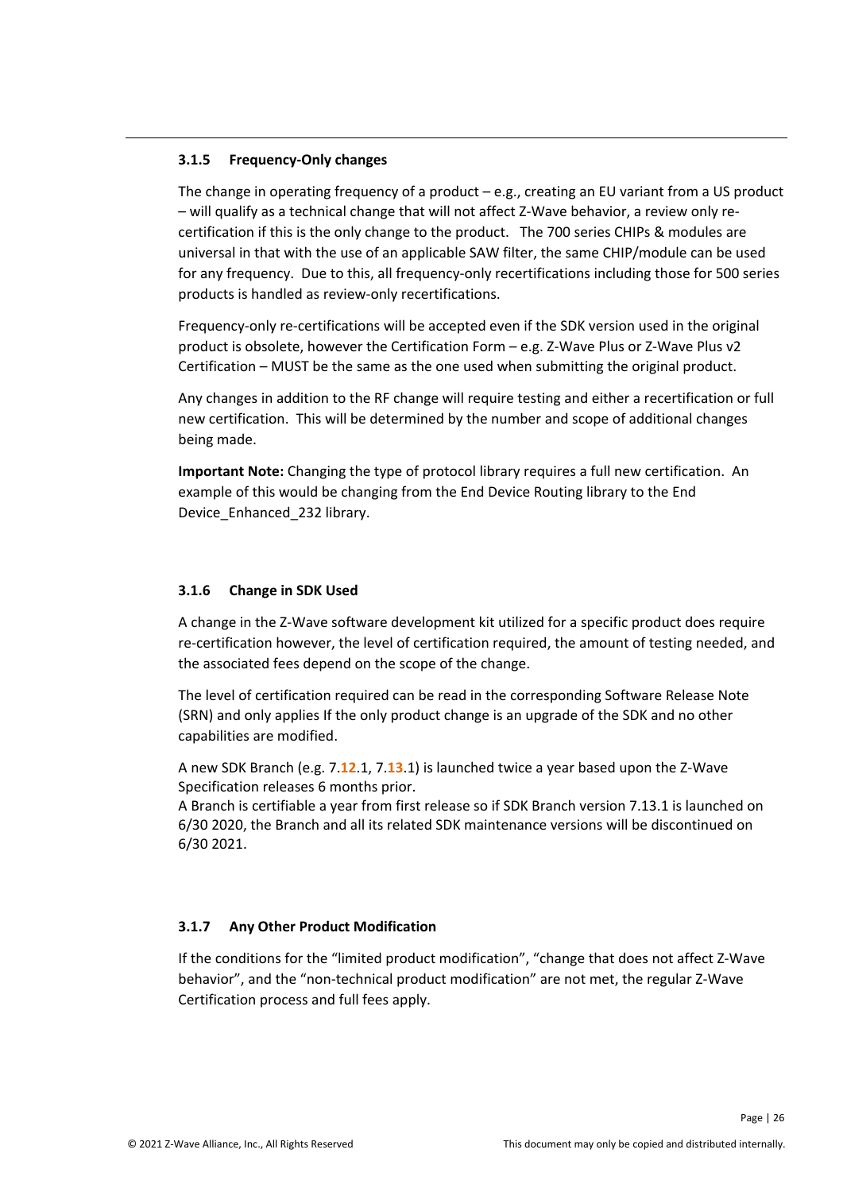### 3.1.5 Frequency-Only changes

The change in operating frequency of a product – e.g., creating an EU variant from a US product – will qualify as a technical change that will not affect Z-Wave behavior, a review only re-certification if this is the only change to the product. The 700 series CHIPs & modules are universal in that with the use of an applicable SAW filter, the same CHIP/module can be used for any frequency. Due to this, all frequency-only recertifications including those for 500 series products is handled as review-only recertifications.

Frequency-only re-certifications will be accepted even if the SDK version used in the original product is obsolete, however the Certification Form – e.g. Z-Wave Plus or Z-Wave Plus v2 Certification – MUST be the same as the one used when submitting the original product.

Any changes in addition to the RF change will require testing and either a recertification or full new certification. This will be determined by the number and scope of additional changes being made.

**Important Note:** Changing the type of protocol library requires a full new certification. An example of this would be changing from the End Device Routing library to the End Device_Enhanced_232 library.

### 3.1.6 Change in SDK Used

A change in the Z-Wave software development kit utilized for a specific product does require re-certification however, the level of certification required, the amount of testing needed, and the associated fees depend on the scope of the change.

The level of certification required can be read in the corresponding Software Release Note (SRN) and only applies If the only product change is an upgrade of the SDK and no other capabilities are modified.

A new SDK Branch (e.g. 7.**12**.1, 7.**13**.1) is launched twice a year based upon the Z-Wave Specification releases 6 months prior.
A Branch is certifiable a year from first release so if SDK Branch version 7.13.1 is launched on 6/30 2020, the Branch and all its related SDK maintenance versions will be discontinued on 6/30 2021.

### 3.1.7 Any Other Product Modification

If the conditions for the "limited product modification", "change that does not affect Z-Wave behavior", and the "non-technical product modification" are not met, the regular Z-Wave Certification process and full fees apply.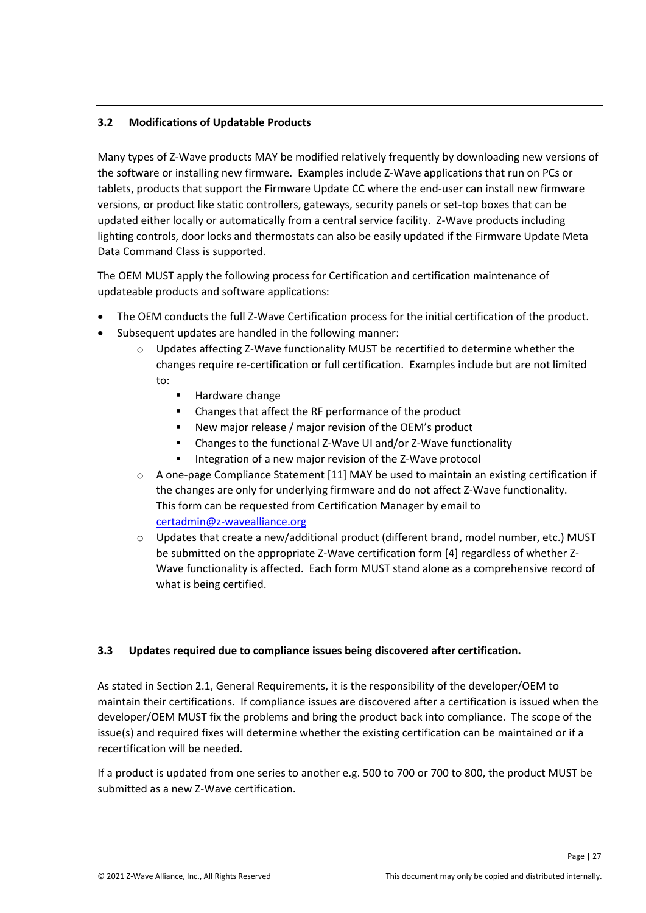### 3.2 Modifications of Updatable Products

Many types of Z-Wave products MAY be modified relatively frequently by downloading new versions of the software or installing new firmware. Examples include Z-Wave applications that run on PCs or tablets, products that support the Firmware Update CC where the end-user can install new firmware versions, or product like static controllers, gateways, security panels or set-top boxes that can be updated either locally or automatically from a central service facility. Z-Wave products including lighting controls, door locks and thermostats can also be easily updated if the Firmware Update Meta Data Command Class is supported.

The OEM MUST apply the following process for Certification and certification maintenance of updateable products and software applications:

- The OEM conducts the full Z-Wave Certification process for the initial certification of the product.
- Subsequent updates are handled in the following manner:
  - Updates affecting Z-Wave functionality MUST be recertified to determine whether the changes require re-certification or full certification. Examples include but are not limited to:
    - Hardware change
    - Changes that affect the RF performance of the product
    - New major release / major revision of the OEM's product
    - Changes to the functional Z-Wave UI and/or Z-Wave functionality
    - Integration of a new major revision of the Z-Wave protocol
  - A one-page Compliance Statement [11] MAY be used to maintain an existing certification if the changes are only for underlying firmware and do not affect Z-Wave functionality. This form can be requested from Certification Manager by email to certadmin@z-wavealliance.org
  - Updates that create a new/additional product (different brand, model number, etc.) MUST be submitted on the appropriate Z-Wave certification form [4] regardless of whether Z-Wave functionality is affected. Each form MUST stand alone as a comprehensive record of what is being certified.

### 3.3 Updates required due to compliance issues being discovered after certification.

As stated in Section 2.1, General Requirements, it is the responsibility of the developer/OEM to maintain their certifications. If compliance issues are discovered after a certification is issued when the developer/OEM MUST fix the problems and bring the product back into compliance. The scope of the issue(s) and required fixes will determine whether the existing certification can be maintained or if a recertification will be needed.

If a product is updated from one series to another e.g. 500 to 700 or 700 to 800, the product MUST be submitted as a new Z-Wave certification.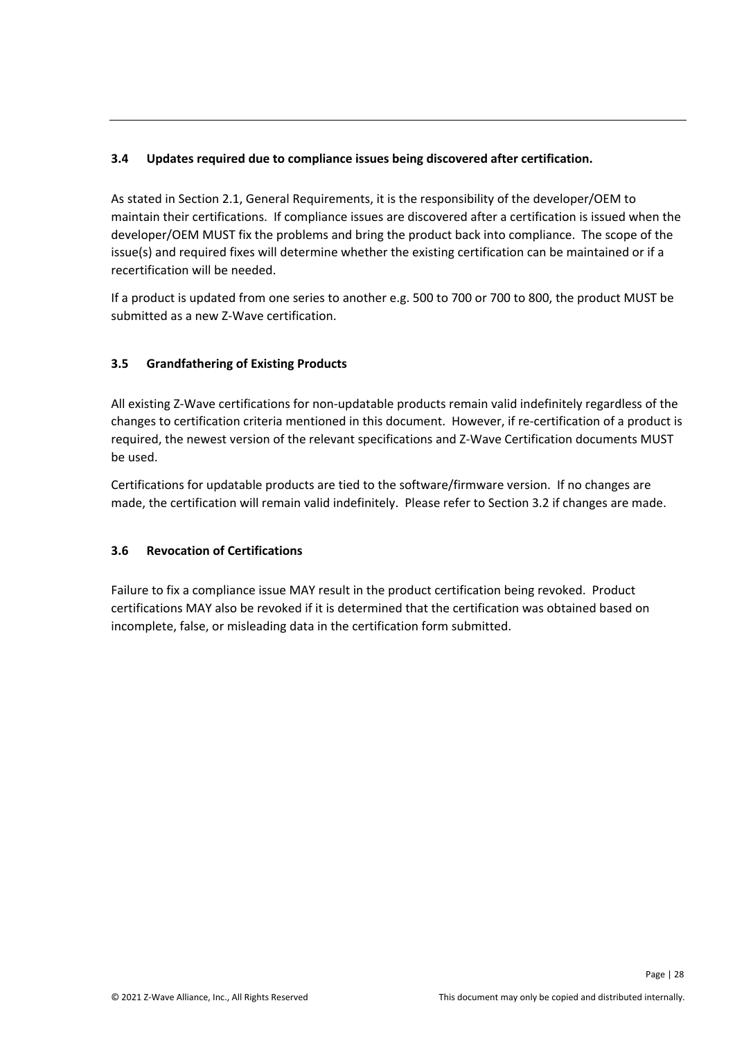### 3.4 Updates required due to compliance issues being discovered after certification.

As stated in Section 2.1, General Requirements, it is the responsibility of the developer/OEM to maintain their certifications. If compliance issues are discovered after a certification is issued when the developer/OEM MUST fix the problems and bring the product back into compliance. The scope of the issue(s) and required fixes will determine whether the existing certification can be maintained or if a recertification will be needed.

If a product is updated from one series to another e.g. 500 to 700 or 700 to 800, the product MUST be submitted as a new Z-Wave certification.

### 3.5 Grandfathering of Existing Products

All existing Z-Wave certifications for non-updatable products remain valid indefinitely regardless of the changes to certification criteria mentioned in this document. However, if re-certification of a product is required, the newest version of the relevant specifications and Z-Wave Certification documents MUST be used.

Certifications for updatable products are tied to the software/firmware version. If no changes are made, the certification will remain valid indefinitely. Please refer to Section 3.2 if changes are made.

### 3.6 Revocation of Certifications

Failure to fix a compliance issue MAY result in the product certification being revoked. Product certifications MAY also be revoked if it is determined that the certification was obtained based on incomplete, false, or misleading data in the certification form submitted.